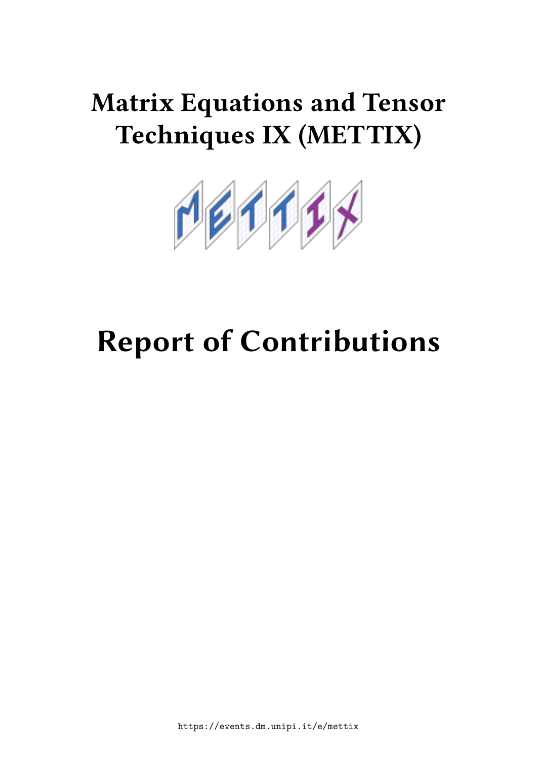# Matrix Equations and Tensor Techniques IX (METTIX)

# Report of Contributions

https://events.dm.unipi.it/e/mettix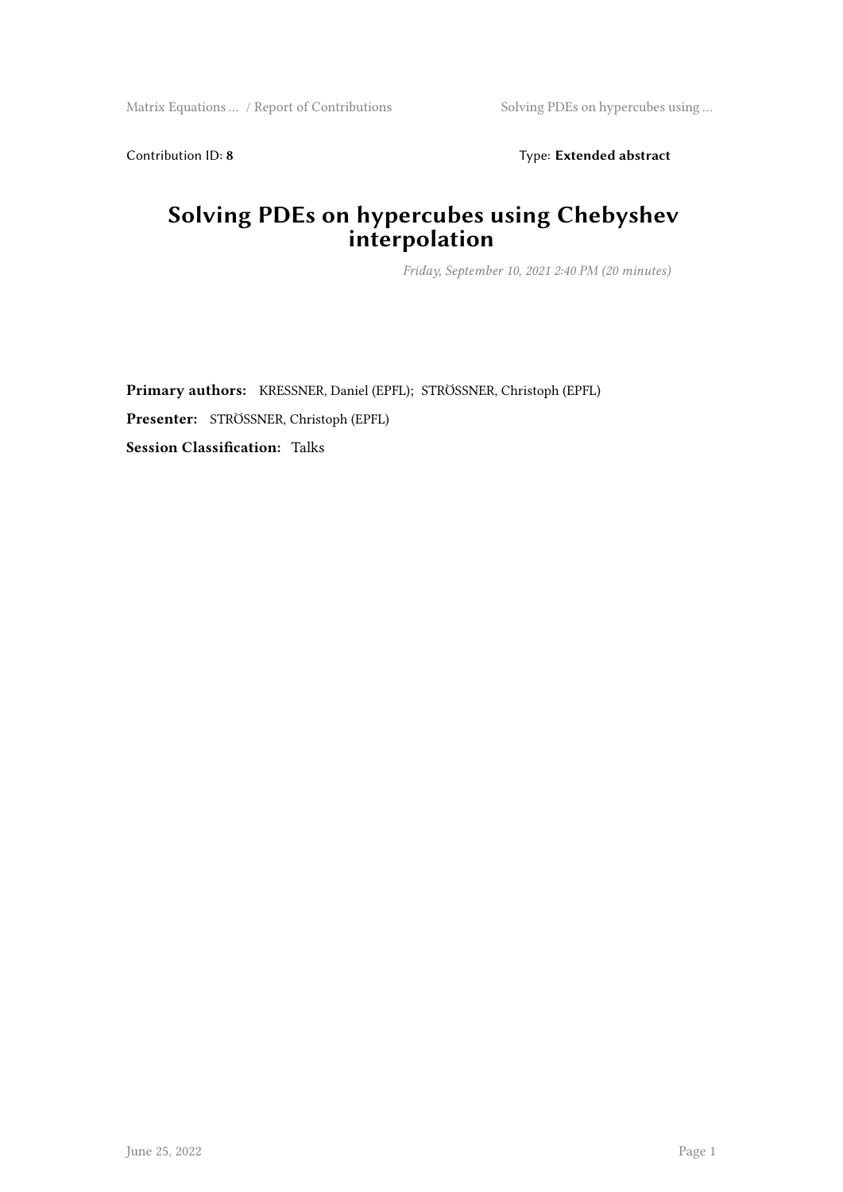Contribution ID: **8** Type: **Extended abstract**

# Solving PDEs on hypercubes using Chebyshev interpolation

*Friday, September 10, 2021 2:40 PM (20 minutes)*

**Primary authors:** KRESSNER, Daniel (EPFL); STRÖSSNER, Christoph (EPFL)

**Presenter:** STRÖSSNER, Christoph (EPFL)

**Session Classification:** Talks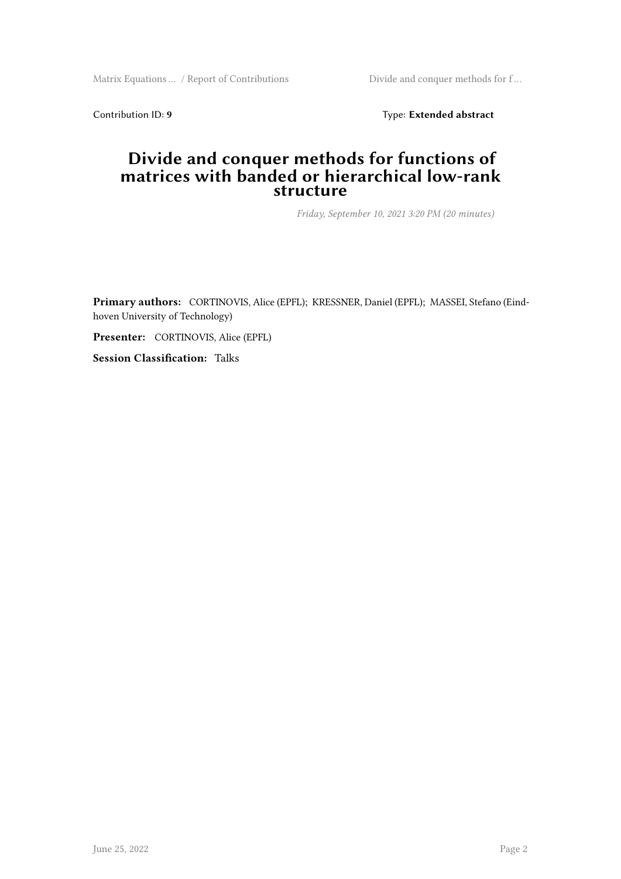Contribution ID: **9** Type: **Extended abstract**

# Divide and conquer methods for functions of matrices with banded or hierarchical low-rank structure

*Friday, September 10, 2021 3:20 PM (20 minutes)*

**Primary authors:** CORTINOVIS, Alice (EPFL); KRESSNER, Daniel (EPFL); MASSEI, Stefano (Eindhoven University of Technology)

**Presenter:** CORTINOVIS, Alice (EPFL)

**Session Classification:** Talks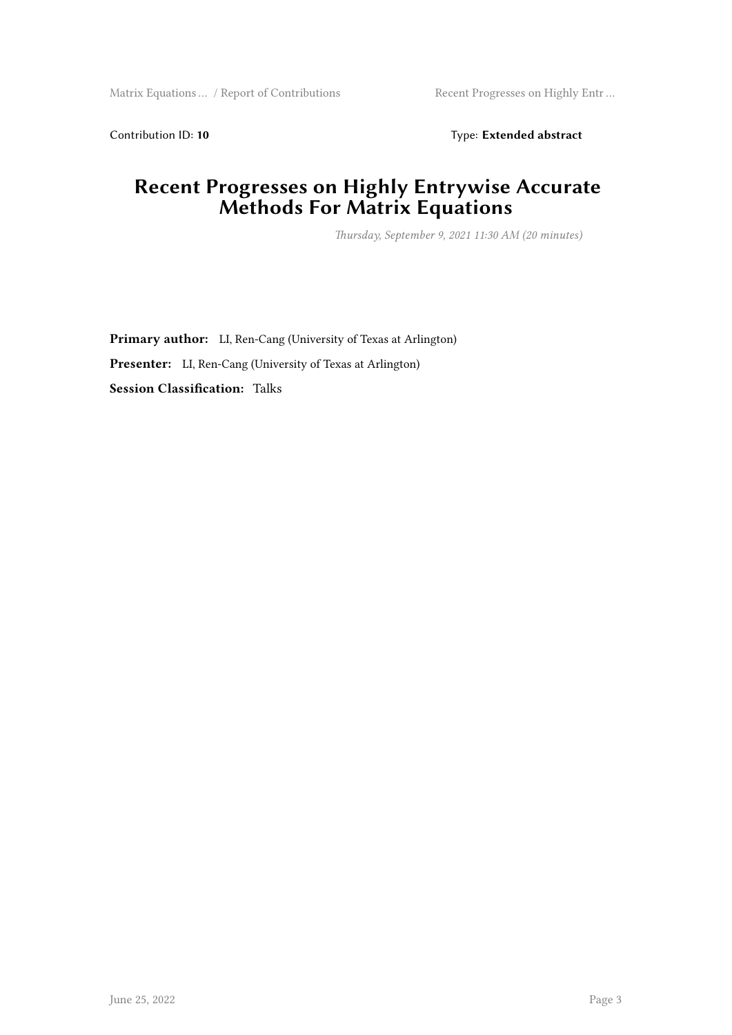Contribution ID: **10** Type: **Extended abstract**

# Recent Progresses on Highly Entrywise Accurate Methods For Matrix Equations

*Thursday, September 9, 2021 11:30 AM (20 minutes)*

**Primary author:** LI, Ren-Cang (University of Texas at Arlington)

**Presenter:** LI, Ren-Cang (University of Texas at Arlington)

**Session Classification:** Talks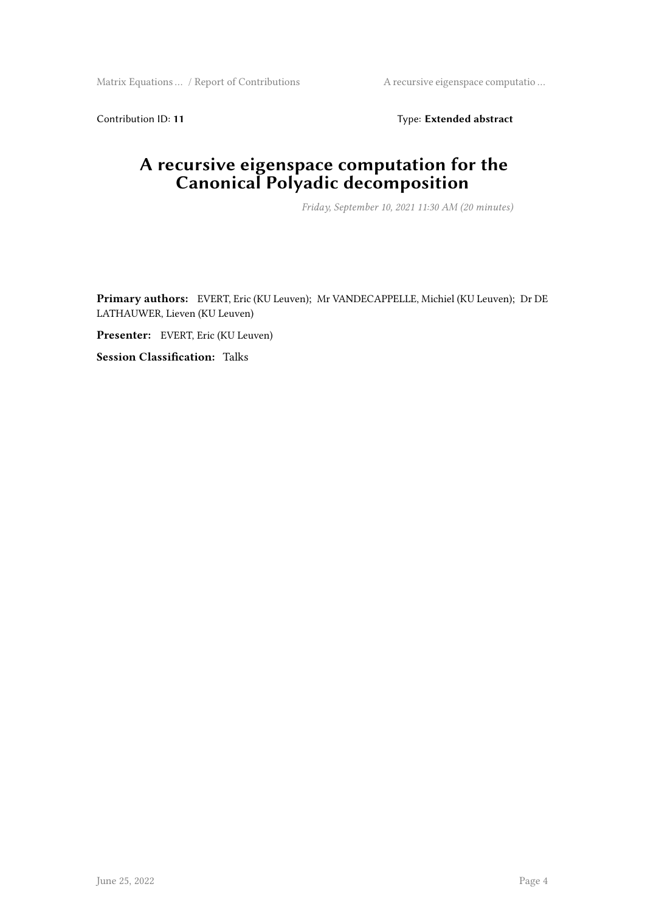Contribution ID: **11**

Type: **Extended abstract**

# A recursive eigenspace computation for the Canonical Polyadic decomposition

*Friday, September 10, 2021 11:30 AM (20 minutes)*

**Primary authors:** EVERT, Eric (KU Leuven); Mr VANDECAPPELLE, Michiel (KU Leuven); Dr DE LATHAUWER, Lieven (KU Leuven)

**Presenter:** EVERT, Eric (KU Leuven)

**Session Classification:** Talks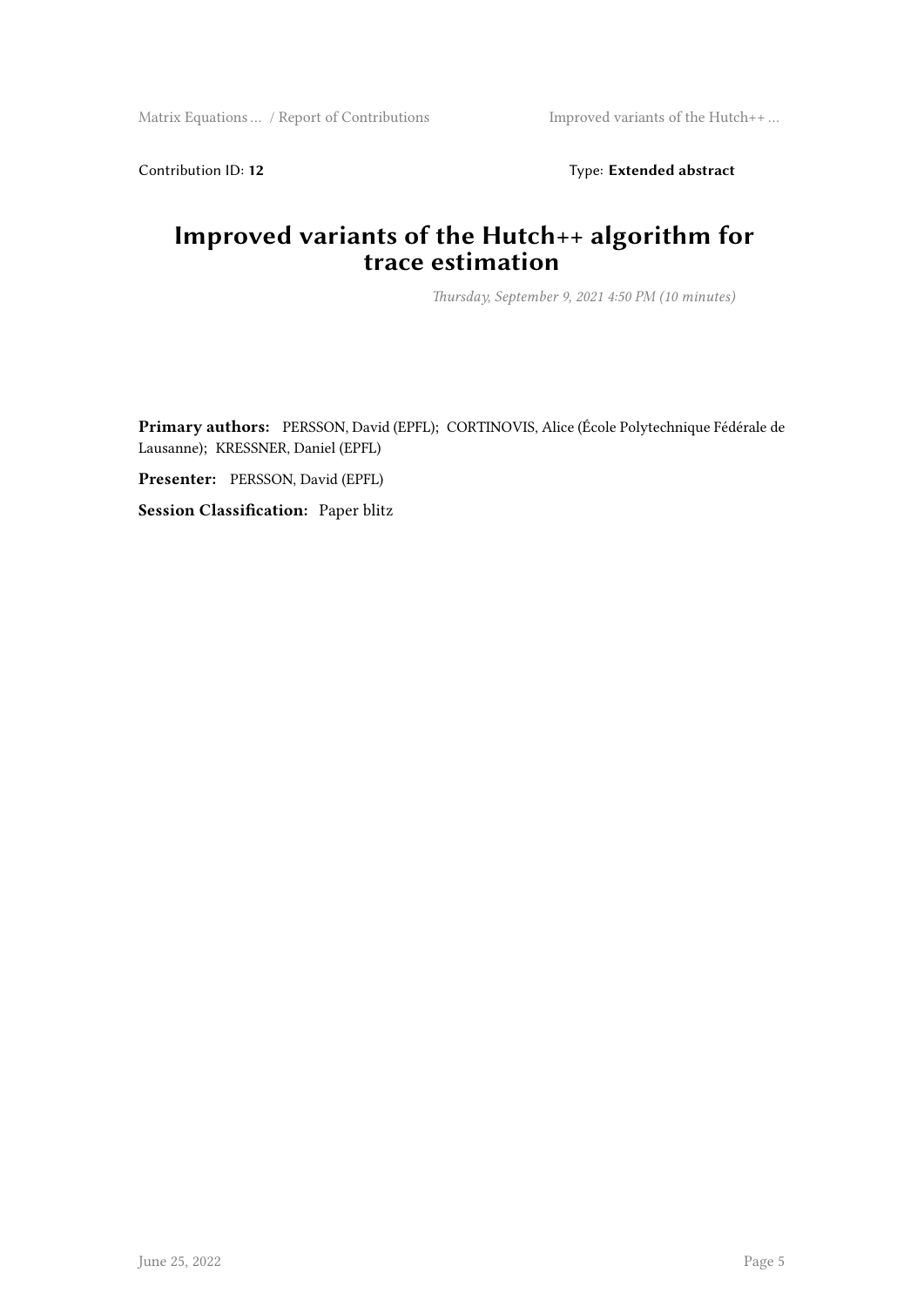Contribution ID: **12** Type: **Extended abstract**

# Improved variants of the Hutch++ algorithm for trace estimation

*Thursday, September 9, 2021 4:50 PM (10 minutes)*

**Primary authors:** PERSSON, David (EPFL); CORTINOVIS, Alice (École Polytechnique Fédérale de Lausanne); KRESSNER, Daniel (EPFL)

**Presenter:** PERSSON, David (EPFL)

**Session Classification:** Paper blitz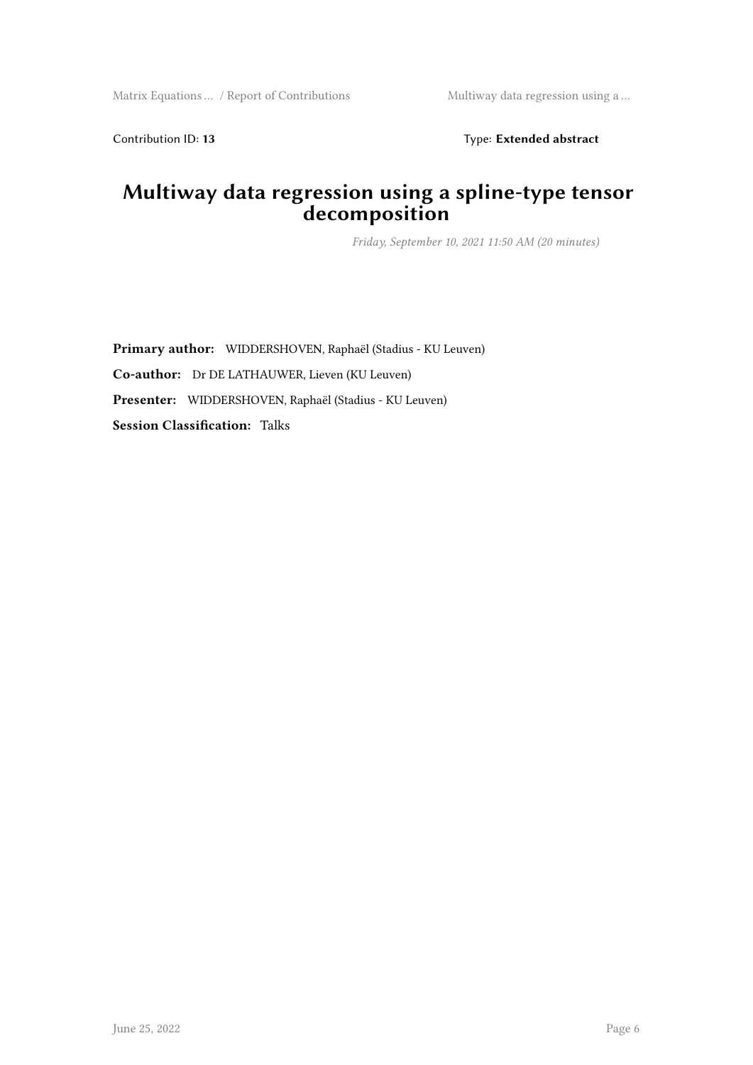Contribution ID: **13** Type: **Extended abstract**

# Multiway data regression using a spline-type tensor decomposition

*Friday, September 10, 2021 11:50 AM (20 minutes)*

**Primary author:** WIDDERSHOVEN, Raphaël (Stadius - KU Leuven)

**Co-author:** Dr DE LATHAUWER, Lieven (KU Leuven)

**Presenter:** WIDDERSHOVEN, Raphaël (Stadius - KU Leuven)

**Session Classification:** Talks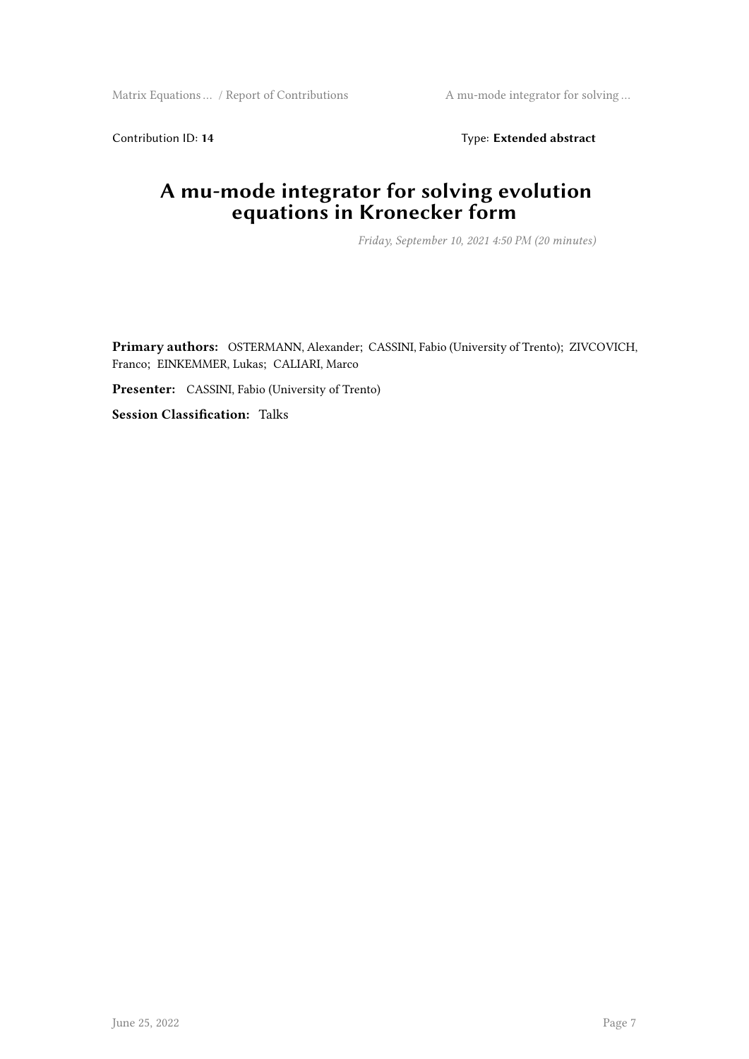Contribution ID: **14** Type: **Extended abstract**

# A mu-mode integrator for solving evolution equations in Kronecker form

*Friday, September 10, 2021 4:50 PM (20 minutes)*

**Primary authors:** OSTERMANN, Alexander; CASSINI, Fabio (University of Trento); ZIVCOVICH, Franco; EINKEMMER, Lukas; CALIARI, Marco

**Presenter:** CASSINI, Fabio (University of Trento)

**Session Classification:** Talks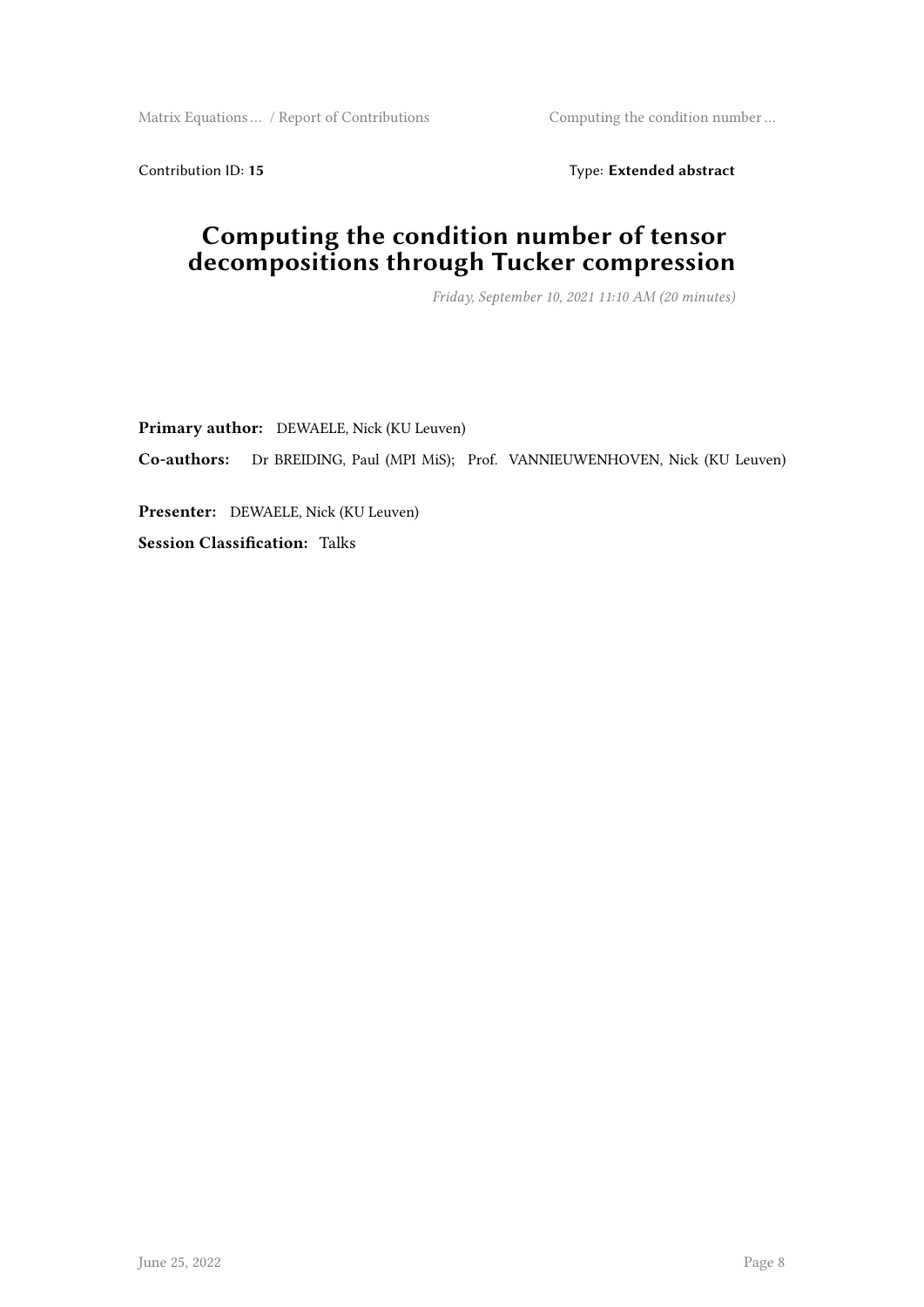Contribution ID: **15** Type: **Extended abstract**

# Computing the condition number of tensor decompositions through Tucker compression

*Friday, September 10, 2021 11:10 AM (20 minutes)*

**Primary author:** DEWAELE, Nick (KU Leuven)

**Co-authors:** Dr BREIDING, Paul (MPI MiS); Prof. VANNIEUWENHOVEN, Nick (KU Leuven)

**Presenter:** DEWAELE, Nick (KU Leuven)

**Session Classification:** Talks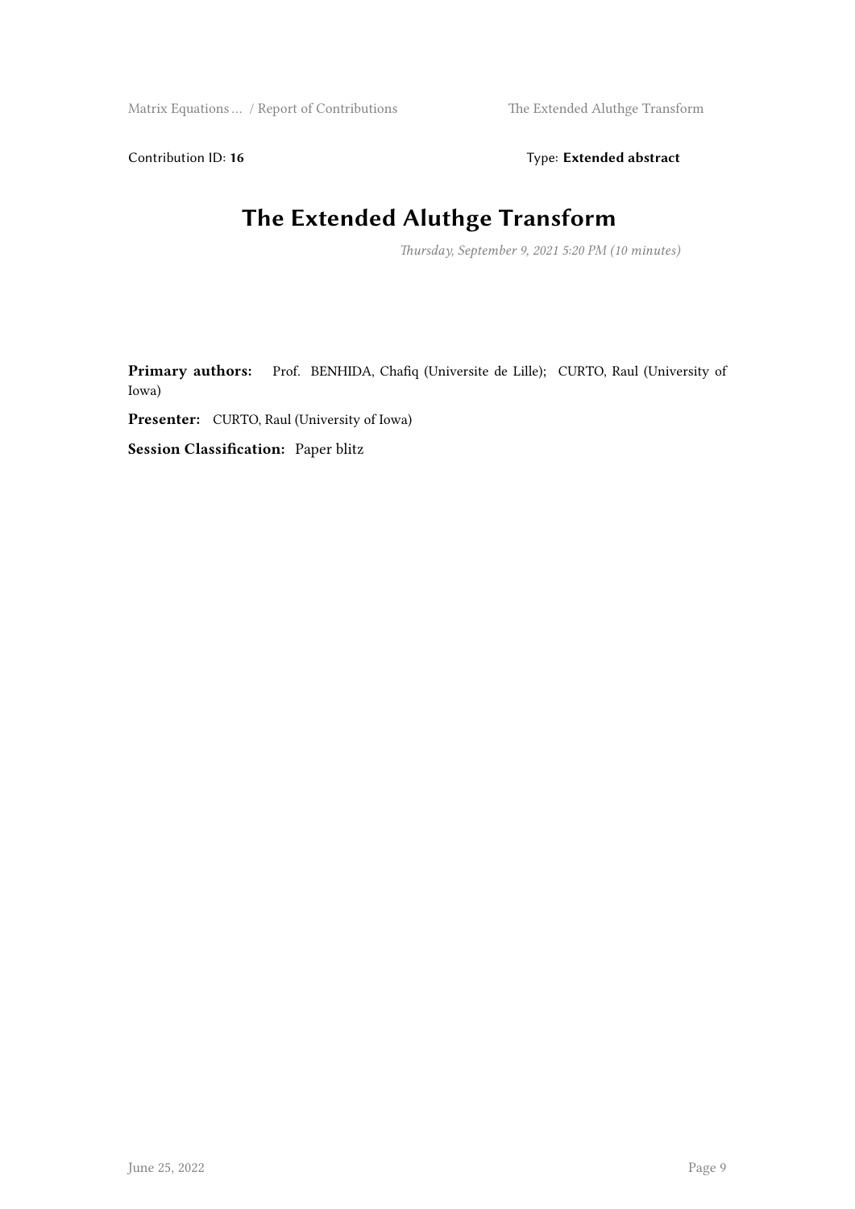Contribution ID: **16**

Type: **Extended abstract**

# The Extended Aluthge Transform

*Thursday, September 9, 2021 5:20 PM (10 minutes)*

**Primary authors:** Prof. BENHIDA, Chafiq (Universite de Lille); CURTO, Raul (University of Iowa)

**Presenter:** CURTO, Raul (University of Iowa)

**Session Classification:** Paper blitz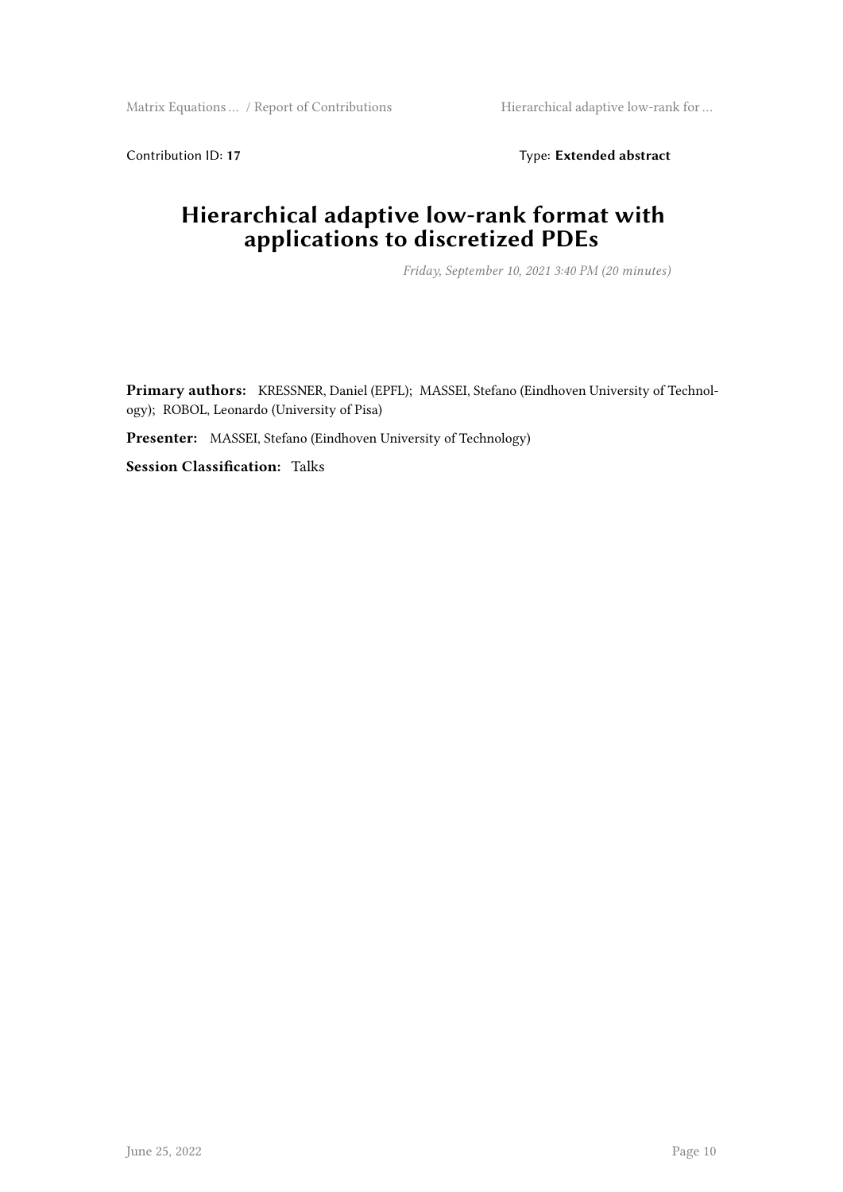Contribution ID: **17** Type: **Extended abstract**

# Hierarchical adaptive low-rank format with applications to discretized PDEs

*Friday, September 10, 2021 3:40 PM (20 minutes)*

**Primary authors:** KRESSNER, Daniel (EPFL); MASSEI, Stefano (Eindhoven University of Technology); ROBOL, Leonardo (University of Pisa)

**Presenter:** MASSEI, Stefano (Eindhoven University of Technology)

**Session Classification:** Talks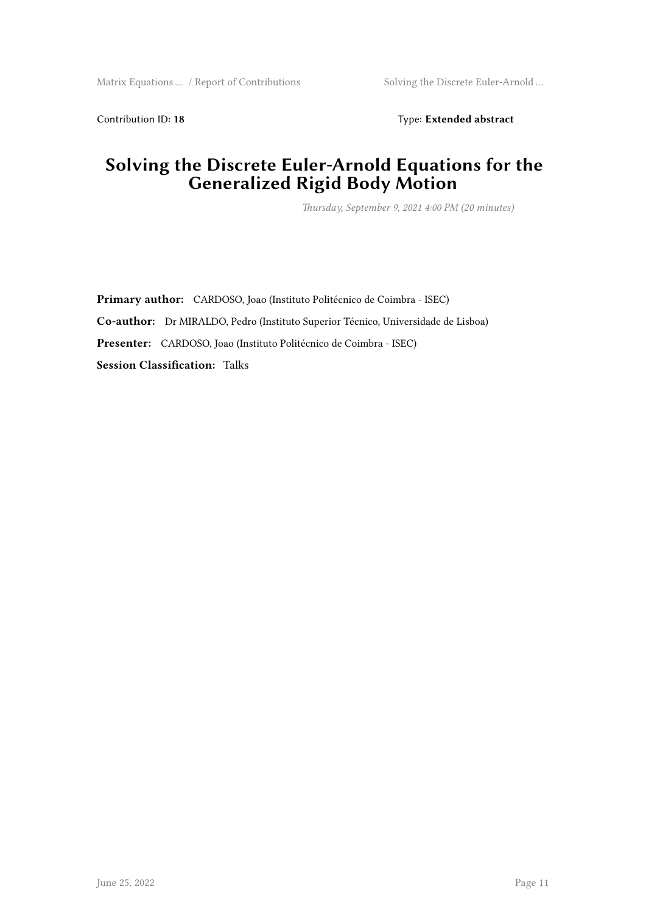Contribution ID: **18** Type: **Extended abstract**

# Solving the Discrete Euler-Arnold Equations for the Generalized Rigid Body Motion

*Thursday, September 9, 2021 4:00 PM (20 minutes)*

**Primary author:** CARDOSO, Joao (Instituto Politécnico de Coimbra - ISEC)

**Co-author:** Dr MIRALDO, Pedro (Instituto Superior Técnico, Universidade de Lisboa)

**Presenter:** CARDOSO, Joao (Instituto Politécnico de Coimbra - ISEC)

**Session Classification:** Talks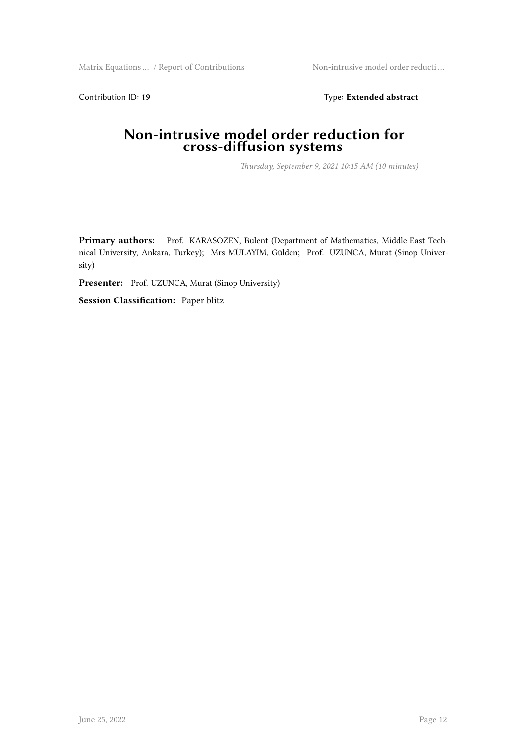Contribution ID: **19** Type: **Extended abstract**

# Non-intrusive model order reduction for cross-diffusion systems

*Thursday, September 9, 2021 10:15 AM (10 minutes)*

**Primary authors:** Prof. KARASOZEN, Bulent (Department of Mathematics, Middle East Technical University, Ankara, Turkey); Mrs MÜLAYIM, Gülden; Prof. UZUNCA, Murat (Sinop University)

**Presenter:** Prof. UZUNCA, Murat (Sinop University)

**Session Classification:** Paper blitz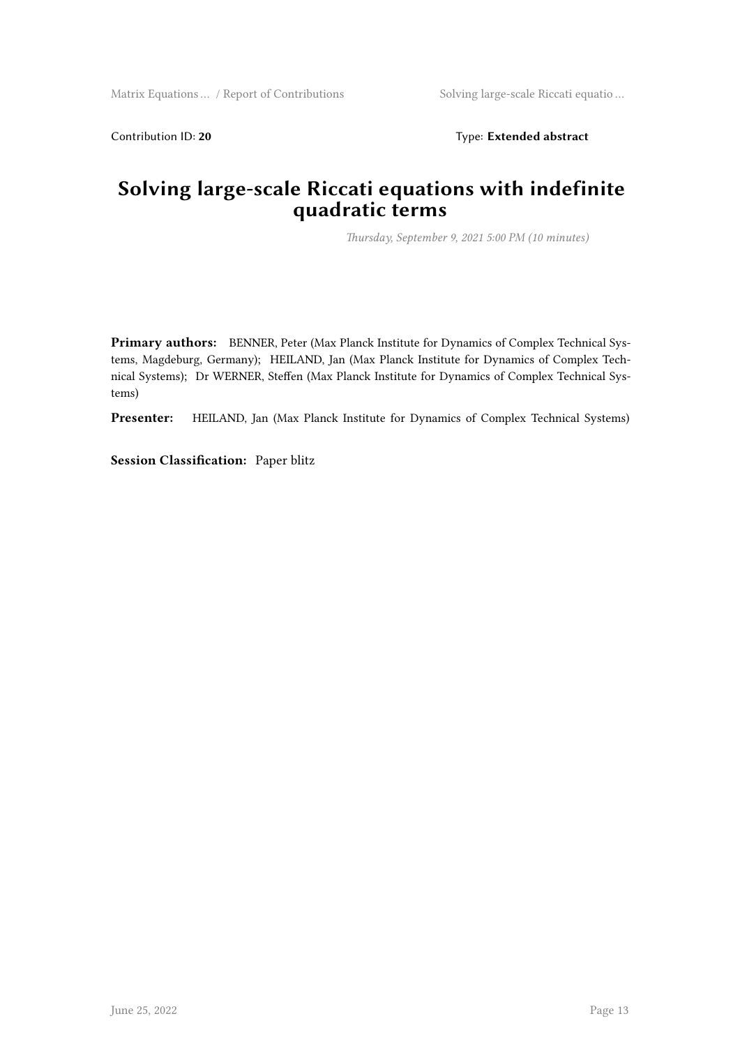Contribution ID: **20** Type: **Extended abstract**

# Solving large-scale Riccati equations with indefinite quadratic terms

*Thursday, September 9, 2021 5:00 PM (10 minutes)*

**Primary authors:** BENNER, Peter (Max Planck Institute for Dynamics of Complex Technical Systems, Magdeburg, Germany); HEILAND, Jan (Max Planck Institute for Dynamics of Complex Technical Systems); Dr WERNER, Steffen (Max Planck Institute for Dynamics of Complex Technical Systems)

**Presenter:** HEILAND, Jan (Max Planck Institute for Dynamics of Complex Technical Systems)

**Session Classification:** Paper blitz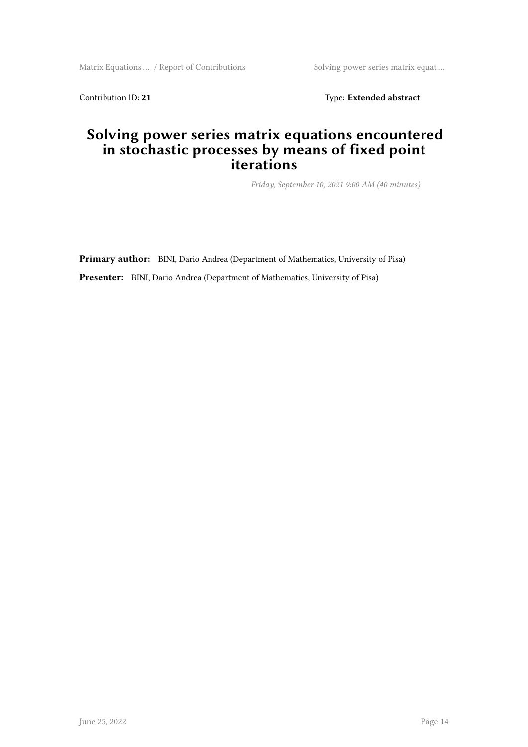Contribution ID: **21** Type: **Extended abstract**

# Solving power series matrix equations encountered in stochastic processes by means of fixed point iterations

*Friday, September 10, 2021 9:00 AM (40 minutes)*

**Primary author:** BINI, Dario Andrea (Department of Mathematics, University of Pisa)

**Presenter:** BINI, Dario Andrea (Department of Mathematics, University of Pisa)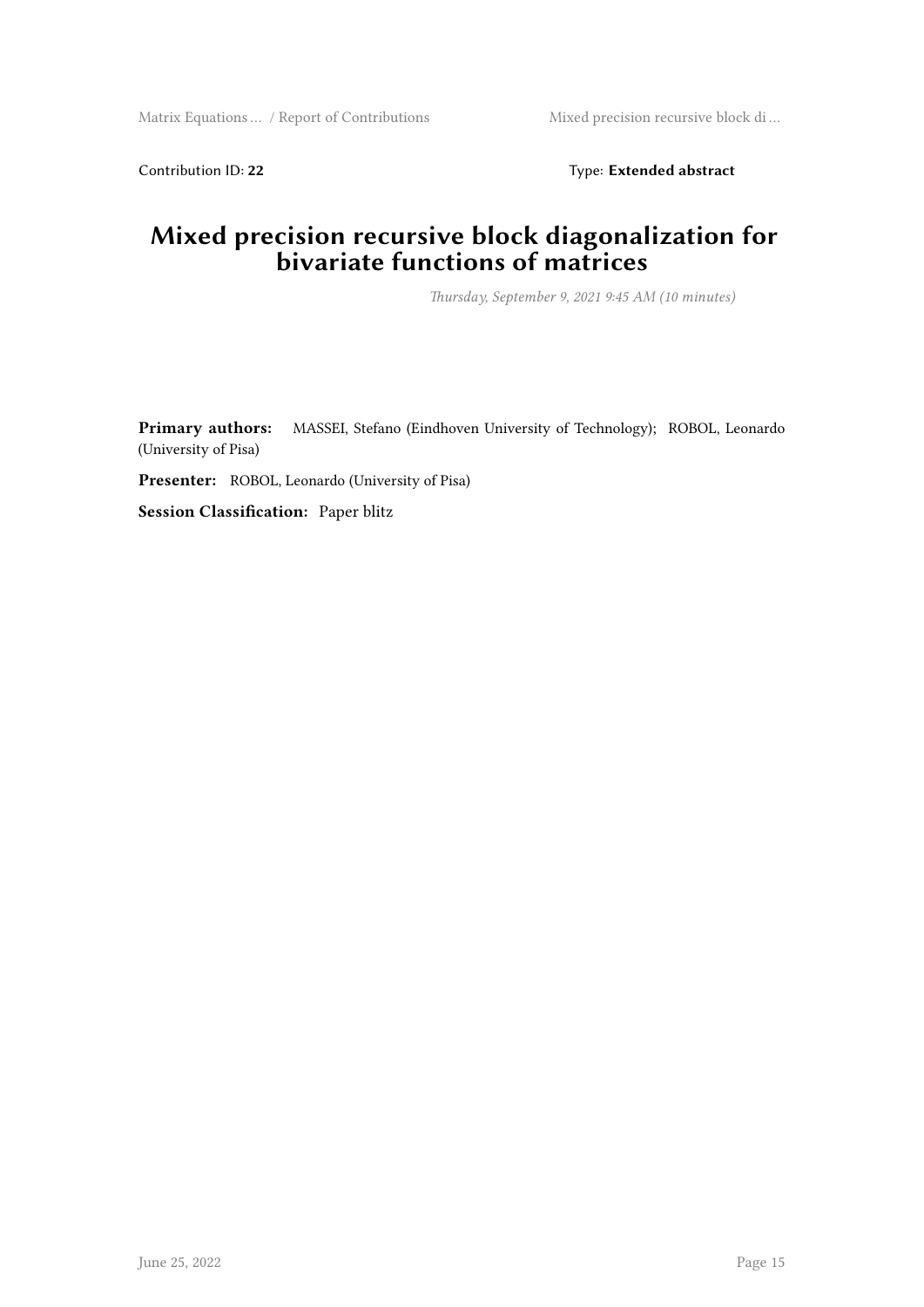Contribution ID: **22** Type: **Extended abstract**

# Mixed precision recursive block diagonalization for bivariate functions of matrices

*Thursday, September 9, 2021 9:45 AM (10 minutes)*

**Primary authors:** MASSEI, Stefano (Eindhoven University of Technology); ROBOL, Leonardo (University of Pisa)

**Presenter:** ROBOL, Leonardo (University of Pisa)

**Session Classification:** Paper blitz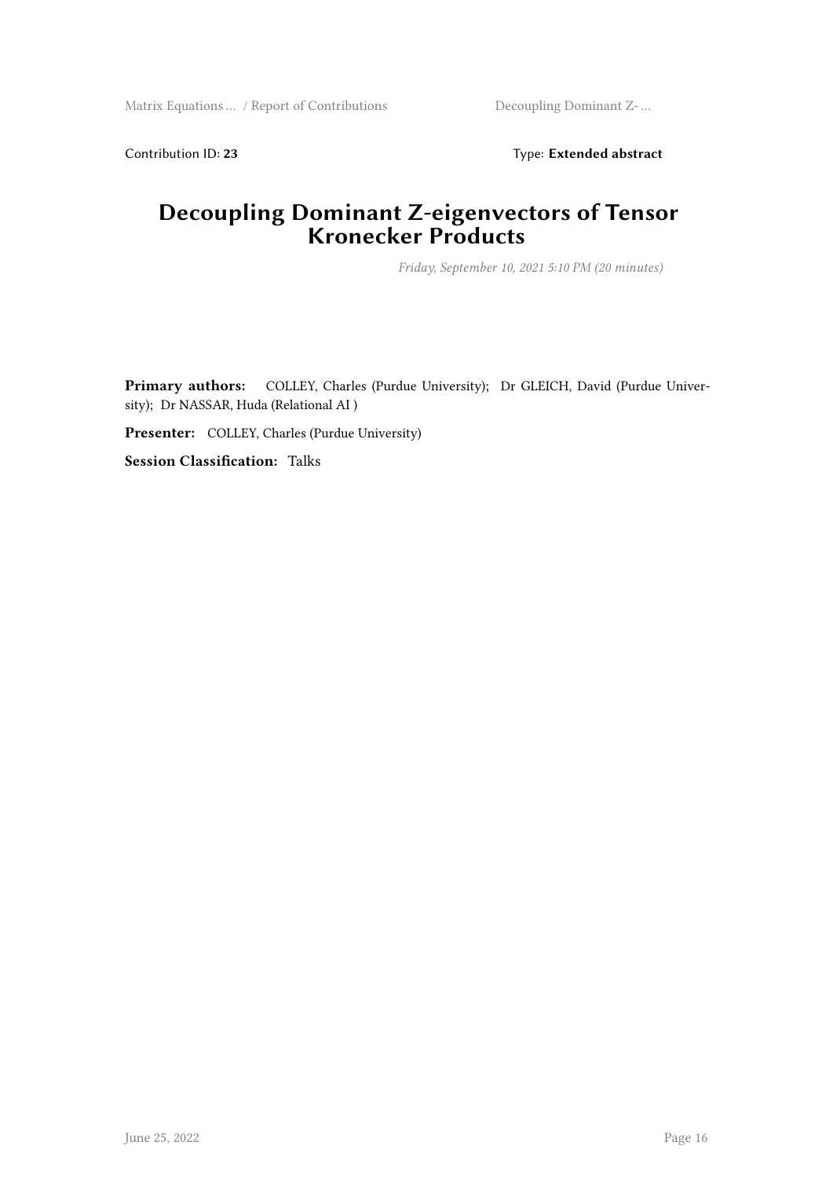Contribution ID: **23** Type: **Extended abstract**

# Decoupling Dominant Z-eigenvectors of Tensor Kronecker Products

*Friday, September 10, 2021 5:10 PM (20 minutes)*

**Primary authors:** COLLEY, Charles (Purdue University); Dr GLEICH, David (Purdue University); Dr NASSAR, Huda (Relational AI )

**Presenter:** COLLEY, Charles (Purdue University)

**Session Classification:** Talks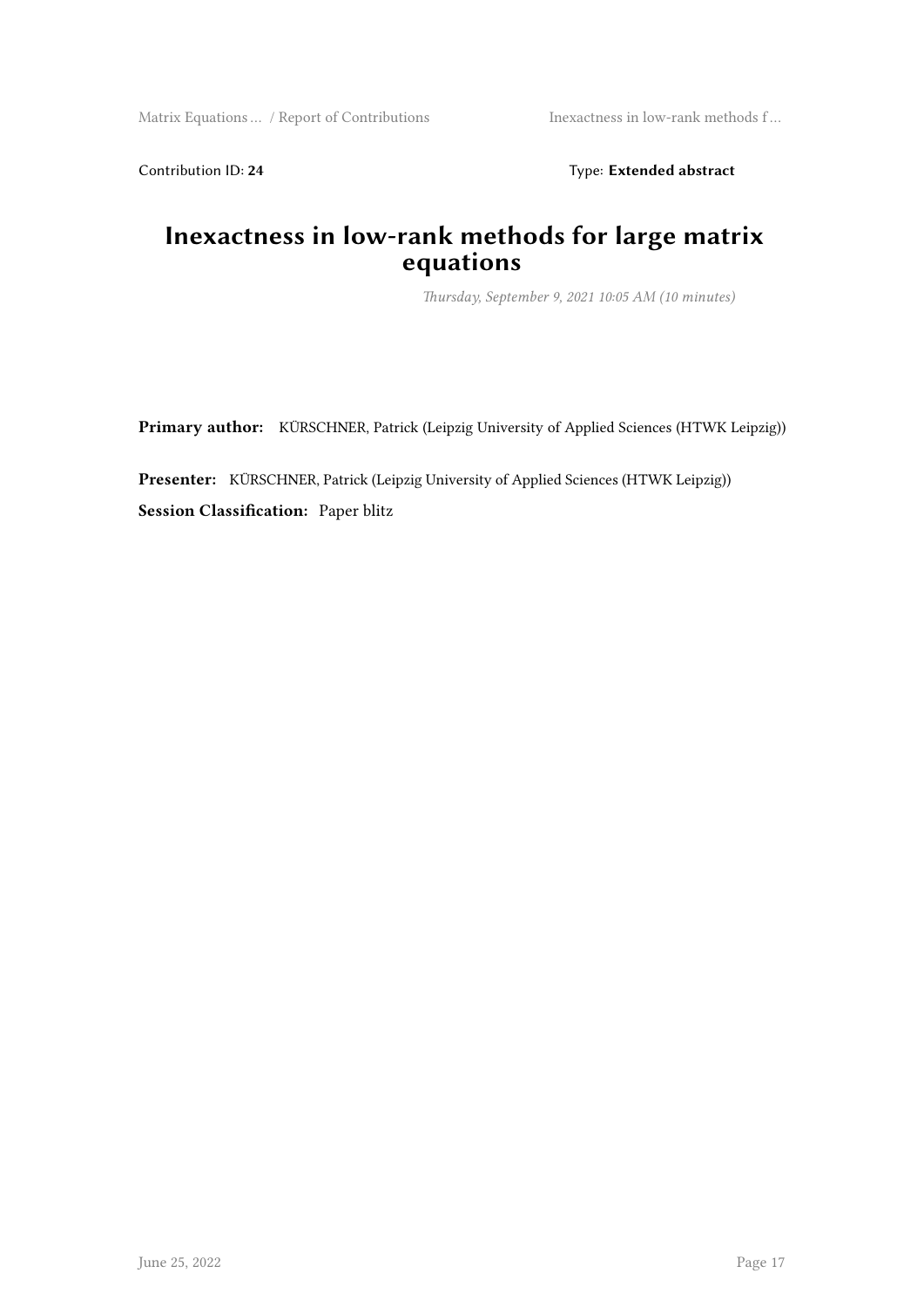Contribution ID: **24** Type: **Extended abstract**

# Inexactness in low-rank methods for large matrix equations

*Thursday, September 9, 2021 10:05 AM (10 minutes)*

**Primary author:** KÜRSCHNER, Patrick (Leipzig University of Applied Sciences (HTWK Leipzig))

**Presenter:** KÜRSCHNER, Patrick (Leipzig University of Applied Sciences (HTWK Leipzig))

**Session Classification:** Paper blitz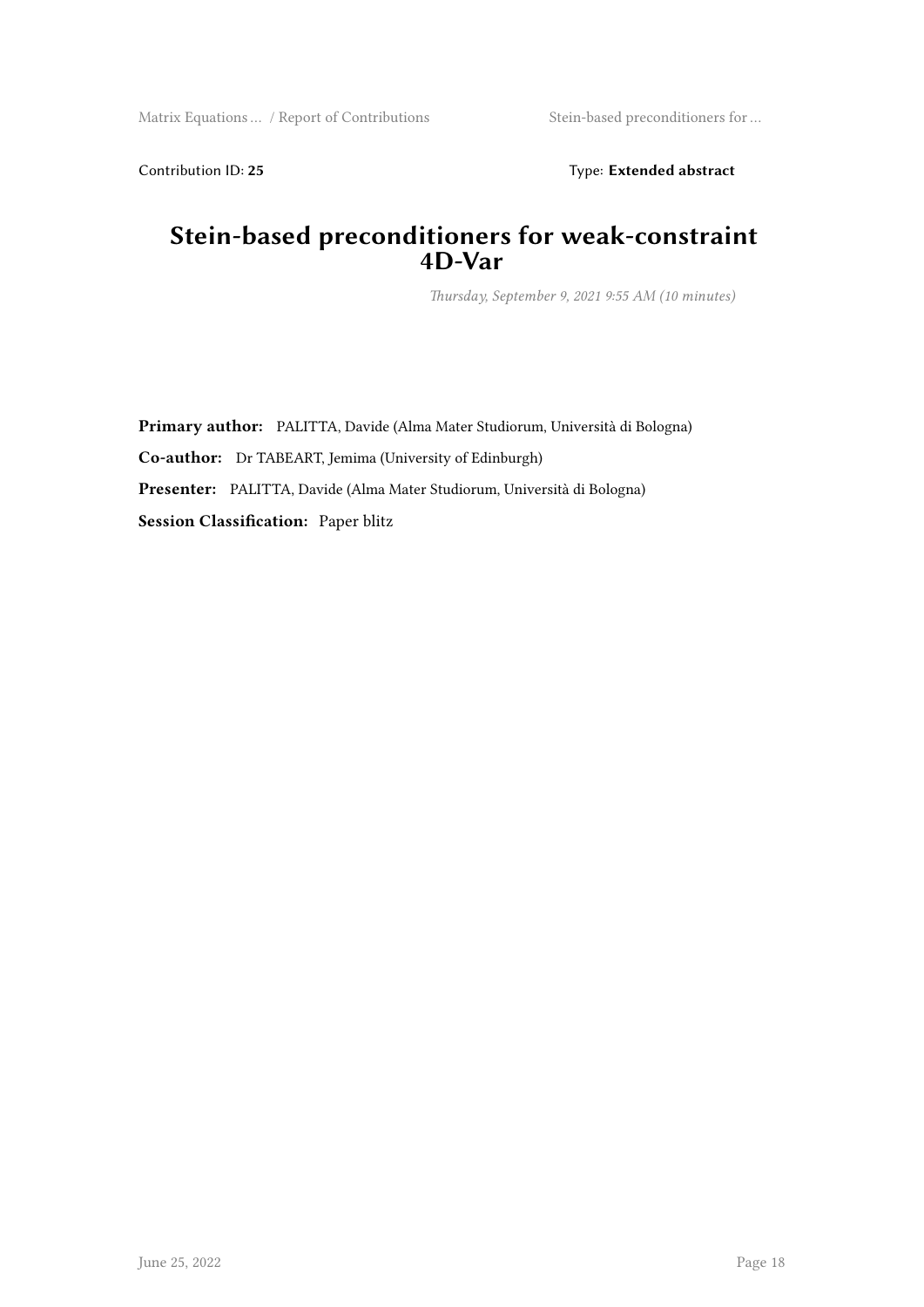Contribution ID: **25**

Type: **Extended abstract**

# Stein-based preconditioners for weak-constraint 4D-Var

*Thursday, September 9, 2021 9:55 AM (10 minutes)*

**Primary author:** PALITTA, Davide (Alma Mater Studiorum, Università di Bologna)

**Co-author:** Dr TABEART, Jemima (University of Edinburgh)

**Presenter:** PALITTA, Davide (Alma Mater Studiorum, Università di Bologna)

**Session Classification:** Paper blitz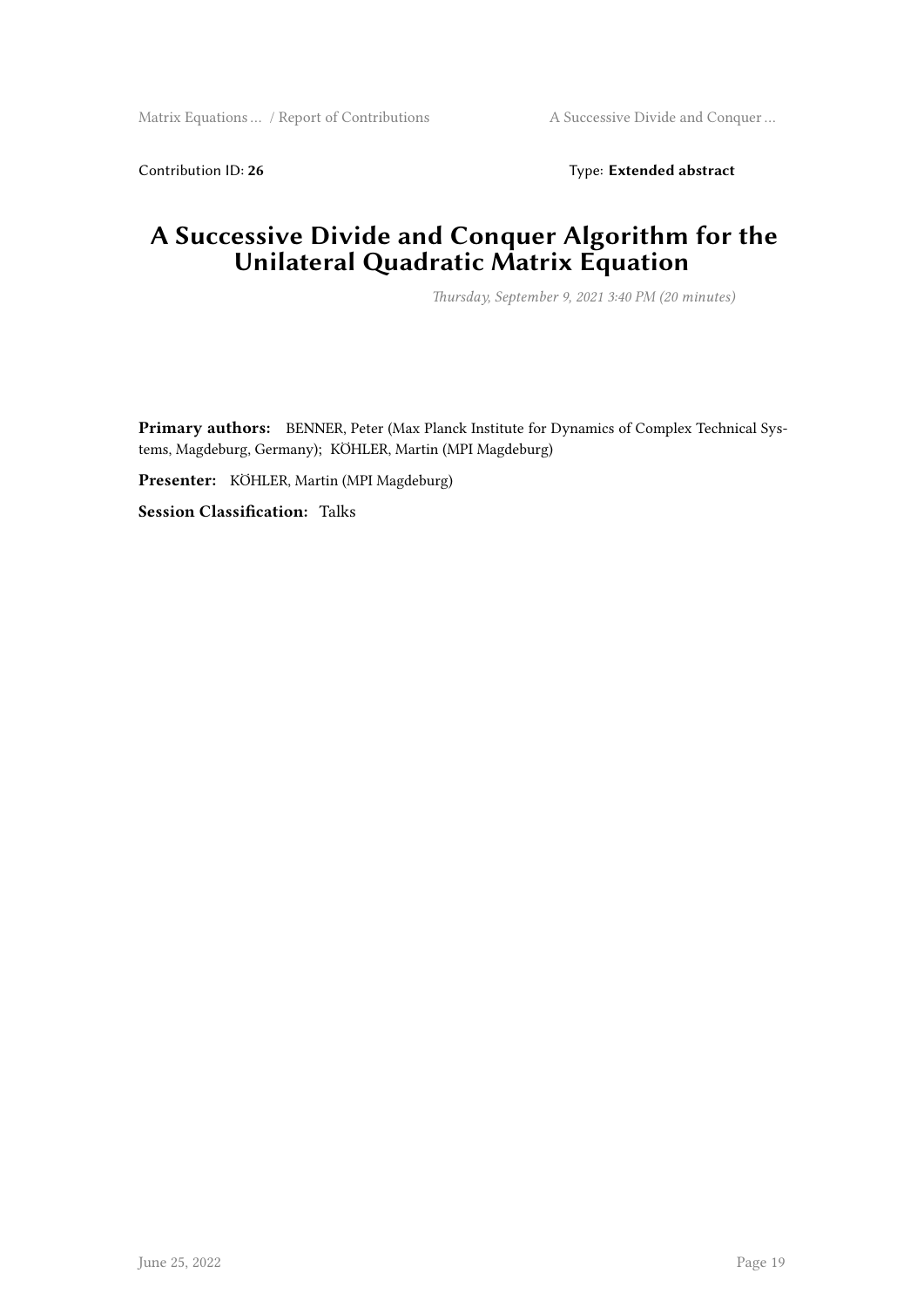Contribution ID: **26** Type: **Extended abstract**

# A Successive Divide and Conquer Algorithm for the Unilateral Quadratic Matrix Equation

*Thursday, September 9, 2021 3:40 PM (20 minutes)*

**Primary authors:** BENNER, Peter (Max Planck Institute for Dynamics of Complex Technical Systems, Magdeburg, Germany); KÖHLER, Martin (MPI Magdeburg)

**Presenter:** KÖHLER, Martin (MPI Magdeburg)

**Session Classification:** Talks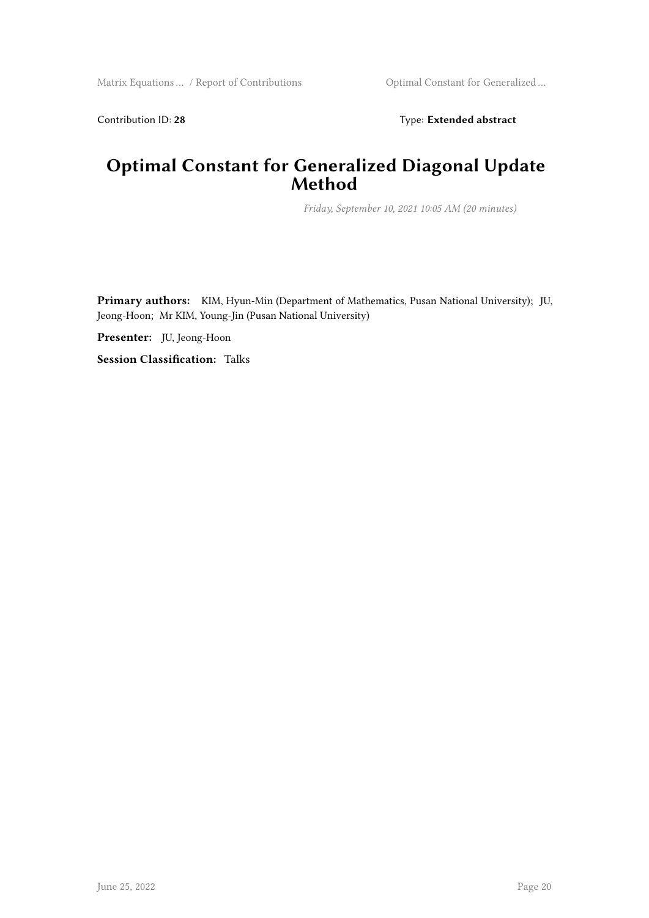Contribution ID: **28** Type: **Extended abstract**

# Optimal Constant for Generalized Diagonal Update Method

*Friday, September 10, 2021 10:05 AM (20 minutes)*

**Primary authors:** KIM, Hyun-Min (Department of Mathematics, Pusan National University); JU, Jeong-Hoon; Mr KIM, Young-Jin (Pusan National University)

**Presenter:** JU, Jeong-Hoon

**Session Classification:** Talks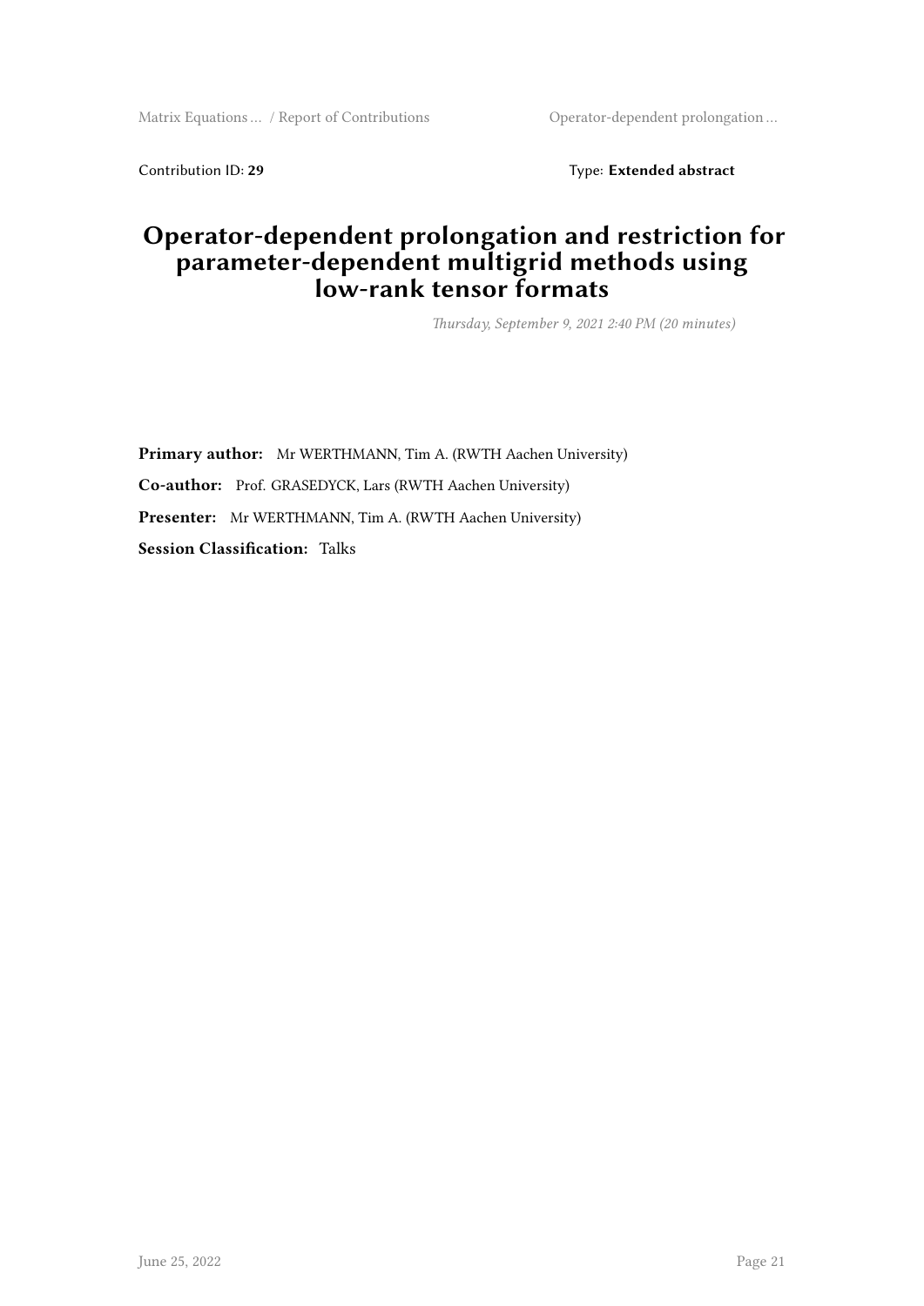Contribution ID: **29** Type: **Extended abstract**

# Operator-dependent prolongation and restriction for parameter-dependent multigrid methods using low-rank tensor formats

*Thursday, September 9, 2021 2:40 PM (20 minutes)*

**Primary author:** Mr WERTHMANN, Tim A. (RWTH Aachen University)

**Co-author:** Prof. GRASEDYCK, Lars (RWTH Aachen University)

**Presenter:** Mr WERTHMANN, Tim A. (RWTH Aachen University)

**Session Classification:** Talks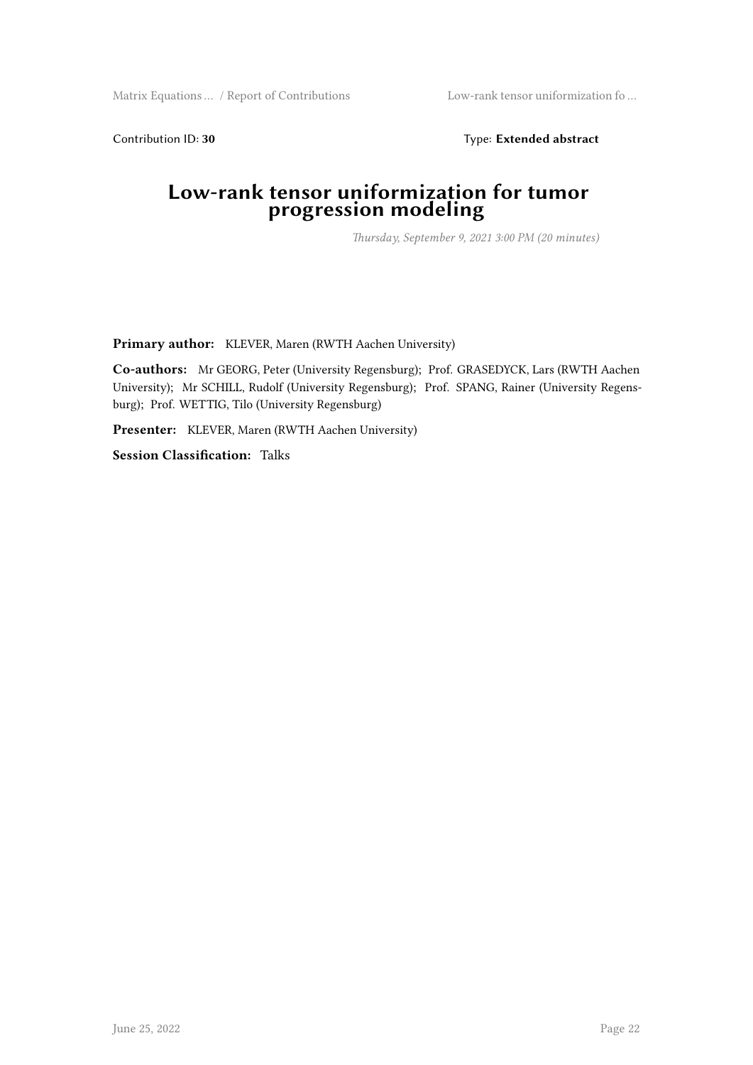Contribution ID: **30** Type: **Extended abstract**

# Low-rank tensor uniformization for tumor progression modeling

*Thursday, September 9, 2021 3:00 PM (20 minutes)*

**Primary author:** KLEVER, Maren (RWTH Aachen University)

**Co-authors:** Mr GEORG, Peter (University Regensburg); Prof. GRASEDYCK, Lars (RWTH Aachen University); Mr SCHILL, Rudolf (University Regensburg); Prof. SPANG, Rainer (University Regensburg); Prof. WETTIG, Tilo (University Regensburg)

**Presenter:** KLEVER, Maren (RWTH Aachen University)

**Session Classification:** Talks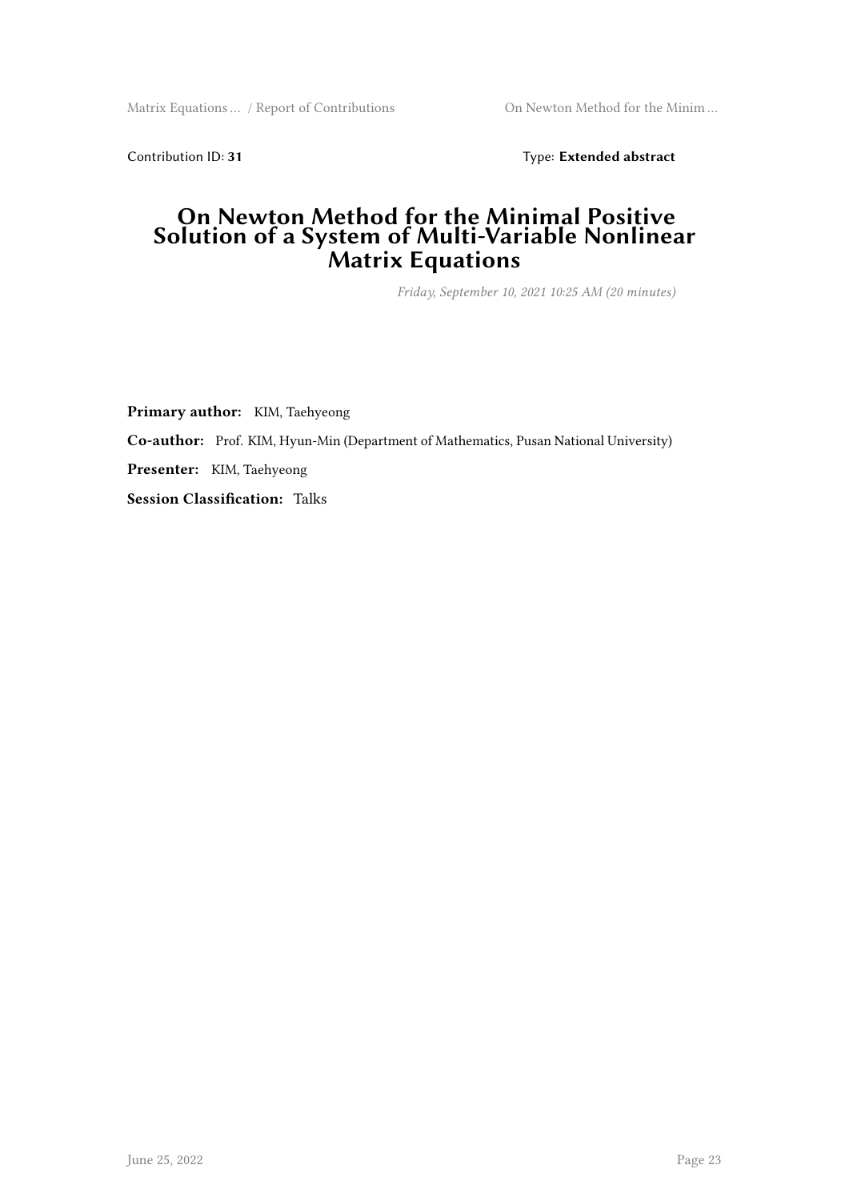Contribution ID: **31** Type: **Extended abstract**

# On Newton Method for the Minimal Positive Solution of a System of Multi-Variable Nonlinear Matrix Equations

*Friday, September 10, 2021 10:25 AM (20 minutes)*

**Primary author:** KIM, Taehyeong

**Co-author:** Prof. KIM, Hyun-Min (Department of Mathematics, Pusan National University)

**Presenter:** KIM, Taehyeong

**Session Classification:** Talks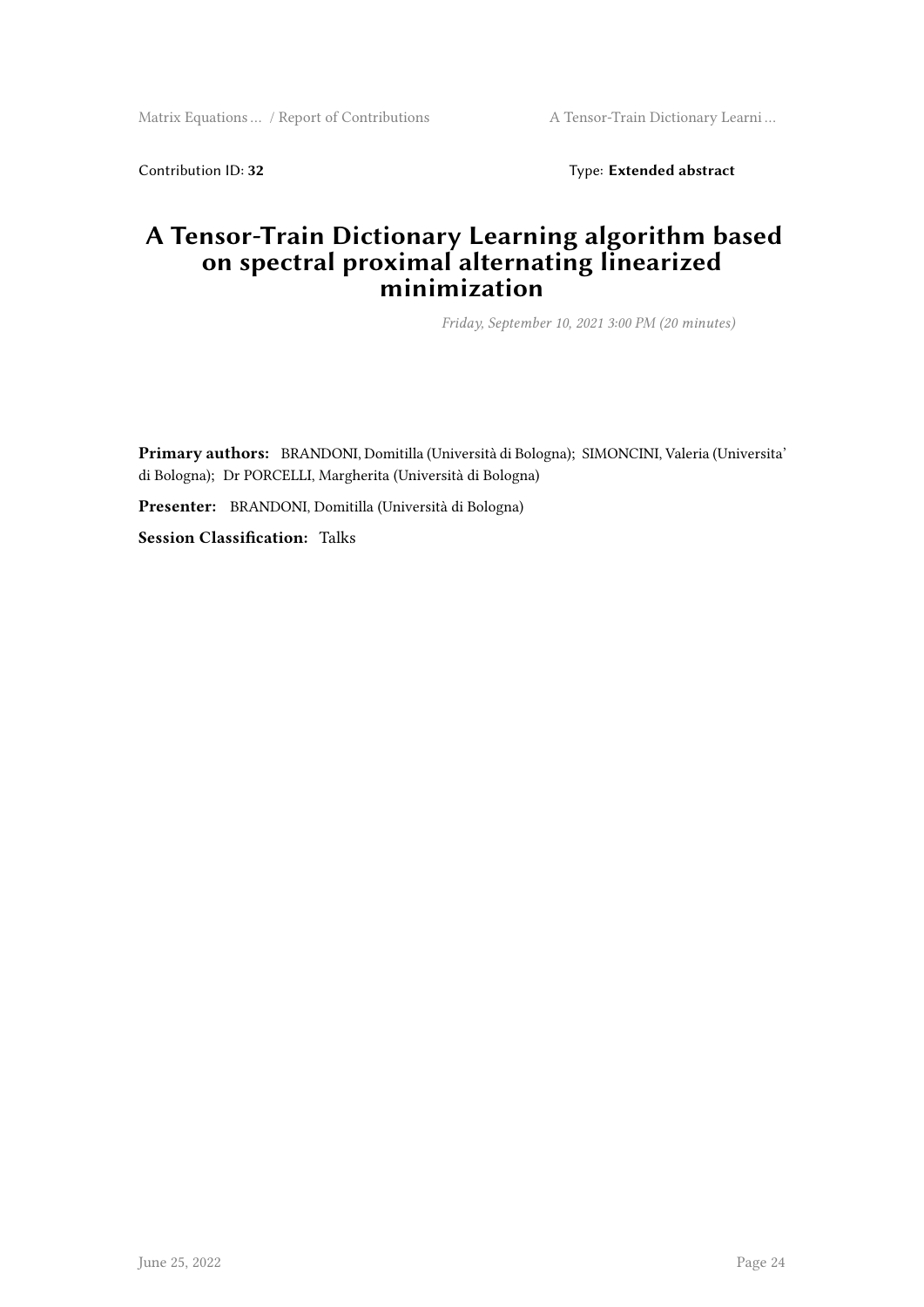Contribution ID: **32** Type: **Extended abstract**

# A Tensor-Train Dictionary Learning algorithm based on spectral proximal alternating linearized minimization

*Friday, September 10, 2021 3:00 PM (20 minutes)*

**Primary authors:** BRANDONI, Domitilla (Università di Bologna); SIMONCINI, Valeria (Universita' di Bologna); Dr PORCELLI, Margherita (Università di Bologna)

**Presenter:** BRANDONI, Domitilla (Università di Bologna)

**Session Classification:** Talks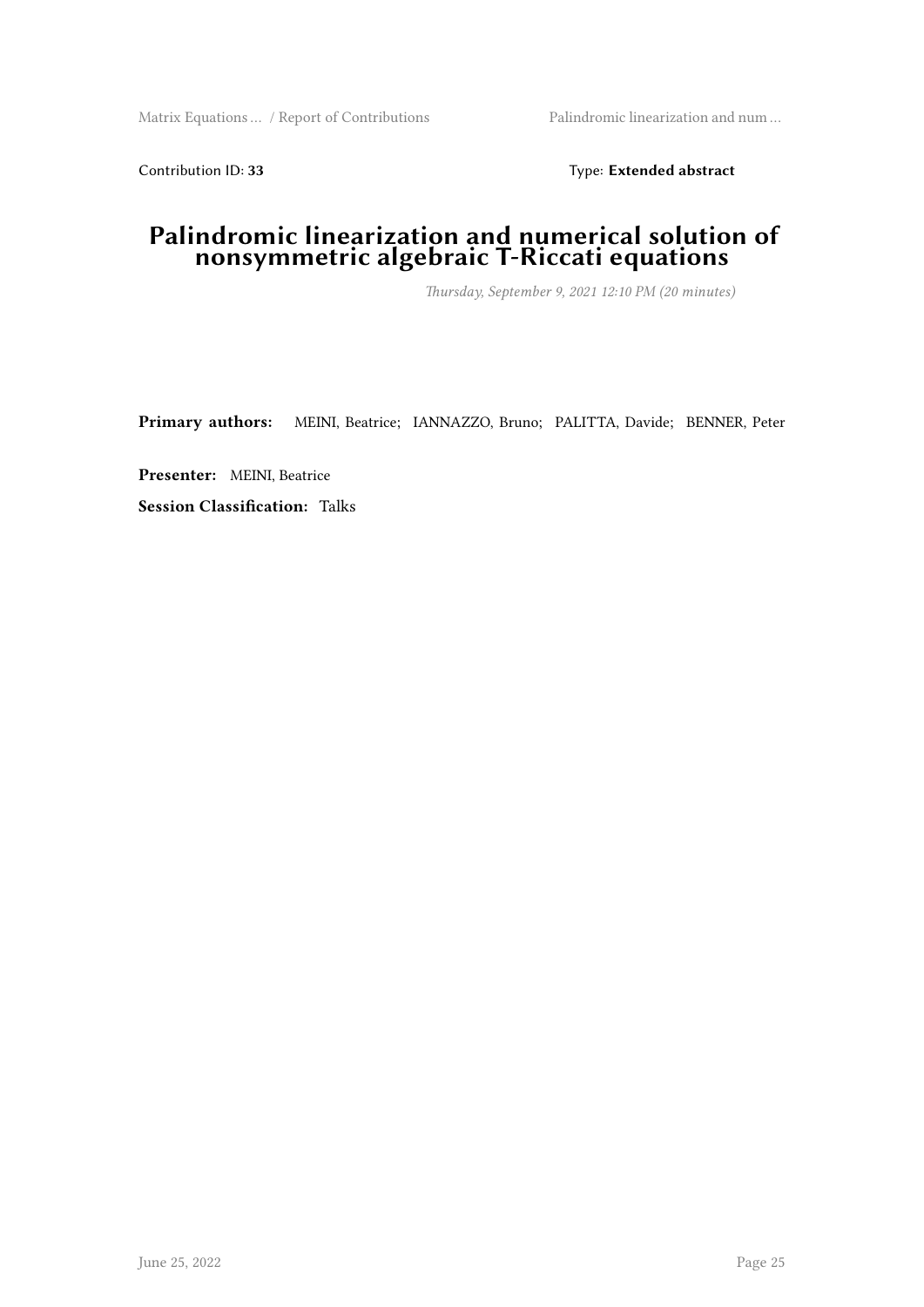Contribution ID: **33**

Type: **Extended abstract**

# Palindromic linearization and numerical solution of nonsymmetric algebraic T-Riccati equations

*Thursday, September 9, 2021 12:10 PM (20 minutes)*

**Primary authors:** MEINI, Beatrice; IANNAZZO, Bruno; PALITTA, Davide; BENNER, Peter

**Presenter:** MEINI, Beatrice

**Session Classification:** Talks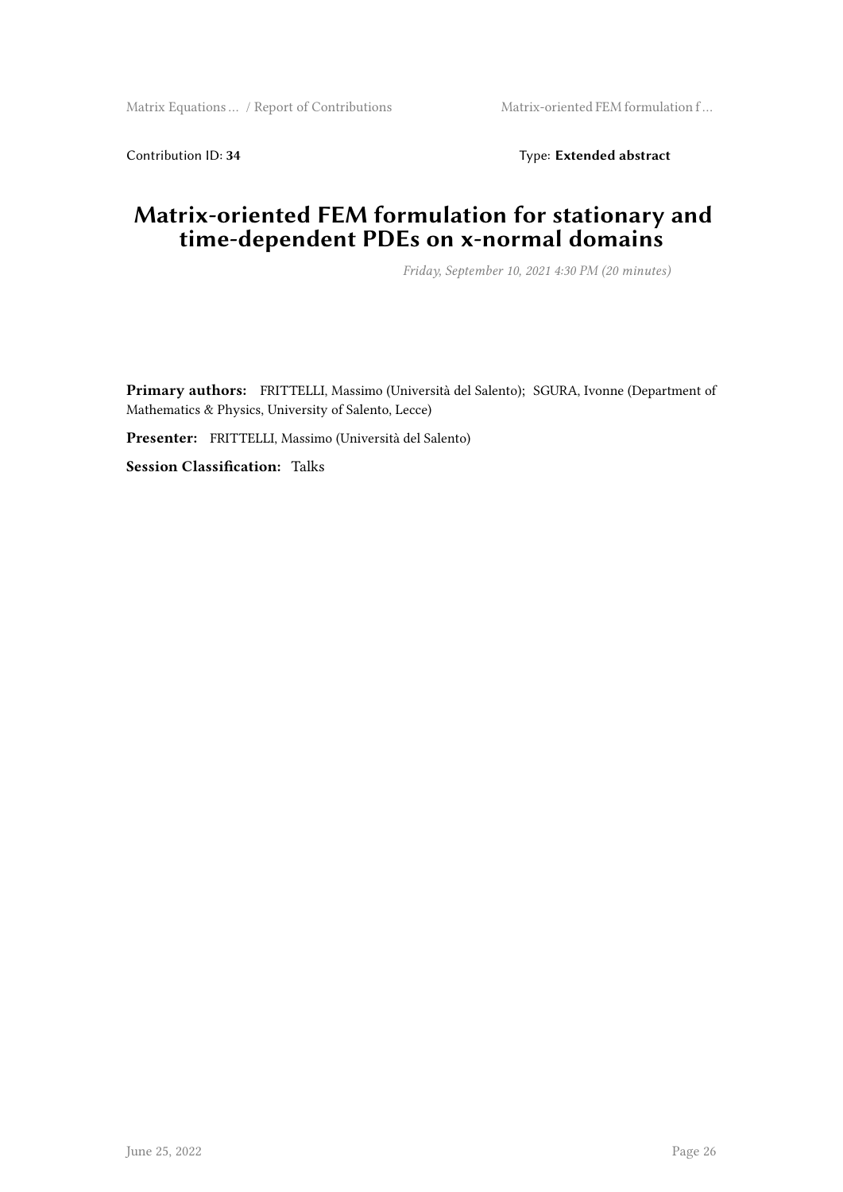Contribution ID: **34**  Type: **Extended abstract**

# Matrix-oriented FEM formulation for stationary and time-dependent PDEs on x-normal domains

*Friday, September 10, 2021 4:30 PM (20 minutes)*

**Primary authors:** FRITTELLI, Massimo (Università del Salento); SGURA, Ivonne (Department of Mathematics & Physics, University of Salento, Lecce)

**Presenter:** FRITTELLI, Massimo (Università del Salento)

**Session Classification:** Talks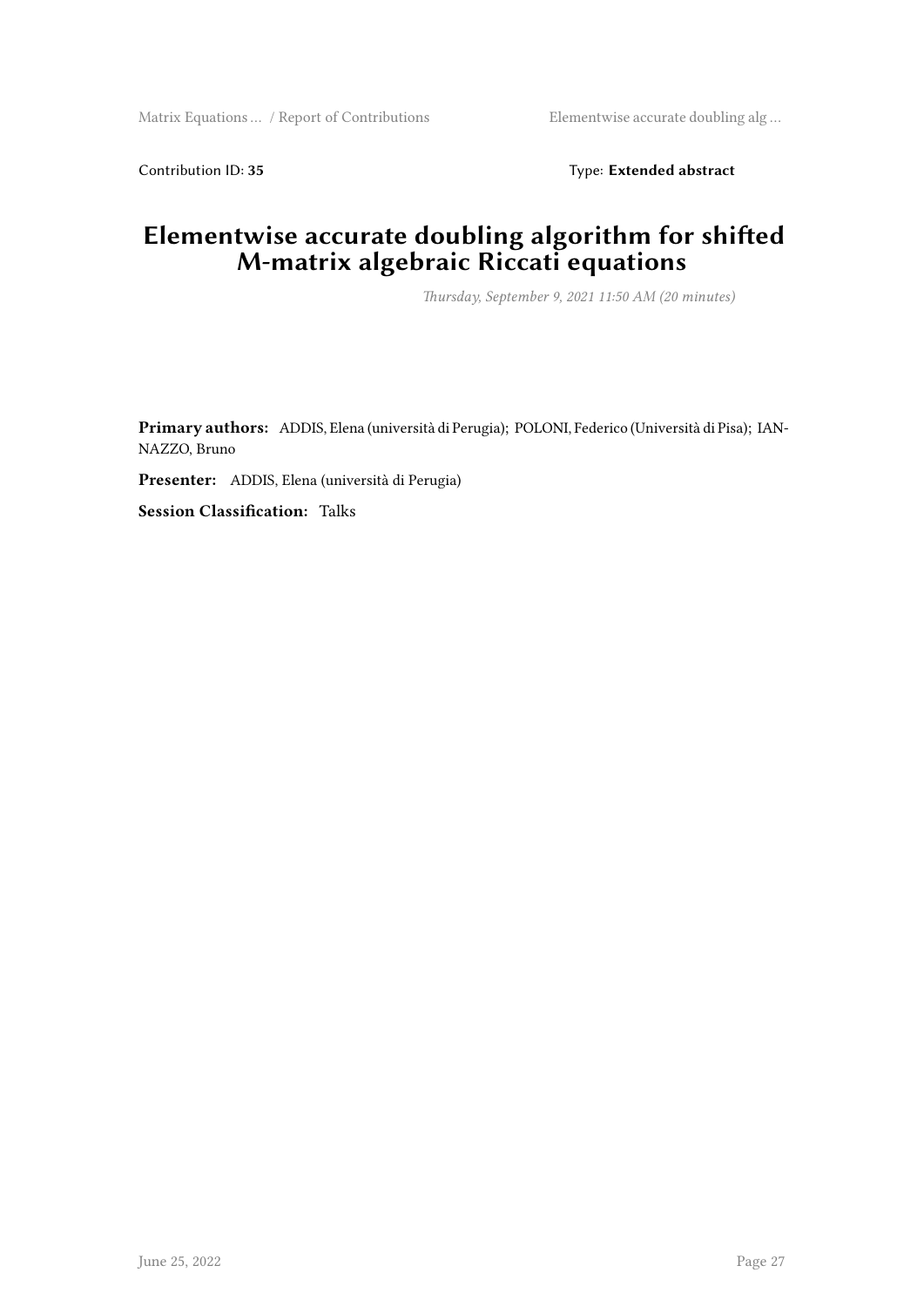Contribution ID: **35**

Type: **Extended abstract**

# Elementwise accurate doubling algorithm for shifted M-matrix algebraic Riccati equations

*Thursday, September 9, 2021 11:50 AM (20 minutes)*

**Primary authors:** ADDIS, Elena (università di Perugia); POLONI, Federico (Università di Pisa); IANNAZZO, Bruno

**Presenter:** ADDIS, Elena (università di Perugia)

**Session Classification:** Talks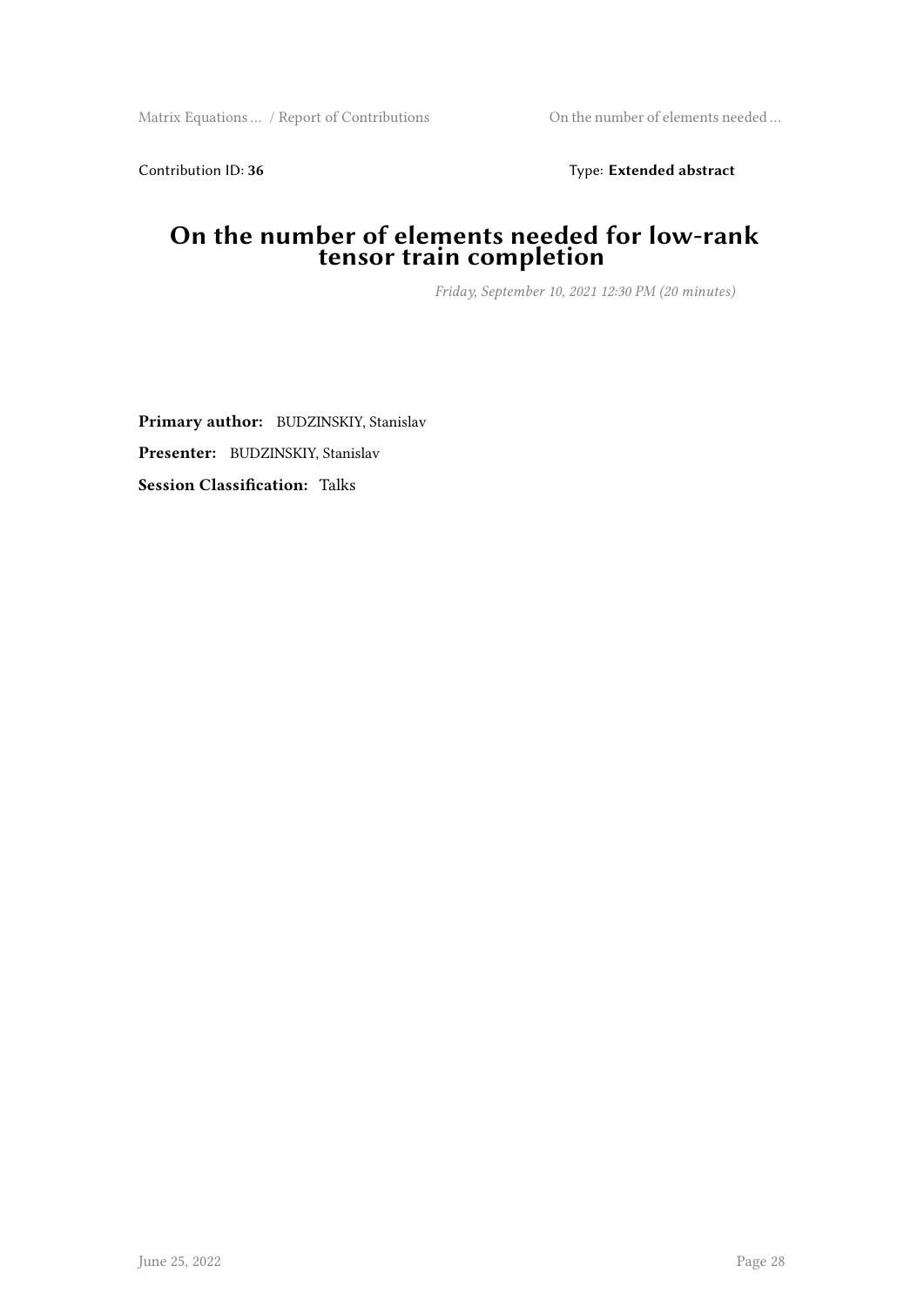Contribution ID: **36**

Type: **Extended abstract**

# On the number of elements needed for low-rank tensor train completion

*Friday, September 10, 2021 12:30 PM (20 minutes)*

**Primary author:** BUDZINSKIY, Stanislav

**Presenter:** BUDZINSKIY, Stanislav

**Session Classification:** Talks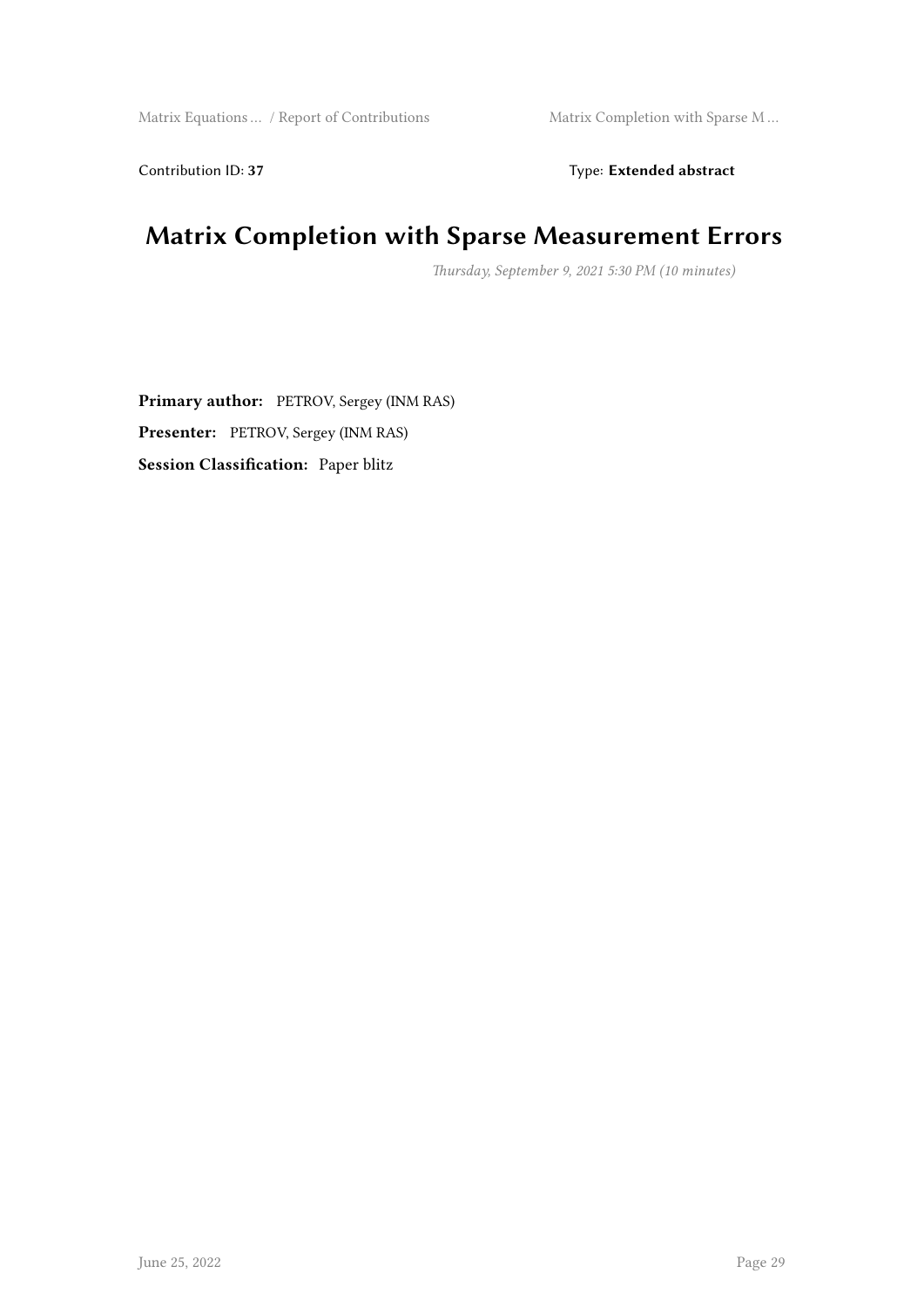Contribution ID: **37**

Type: **Extended abstract**

# Matrix Completion with Sparse Measurement Errors

*Thursday, September 9, 2021 5:30 PM (10 minutes)*

**Primary author:** PETROV, Sergey (INM RAS)

**Presenter:** PETROV, Sergey (INM RAS)

**Session Classification:** Paper blitz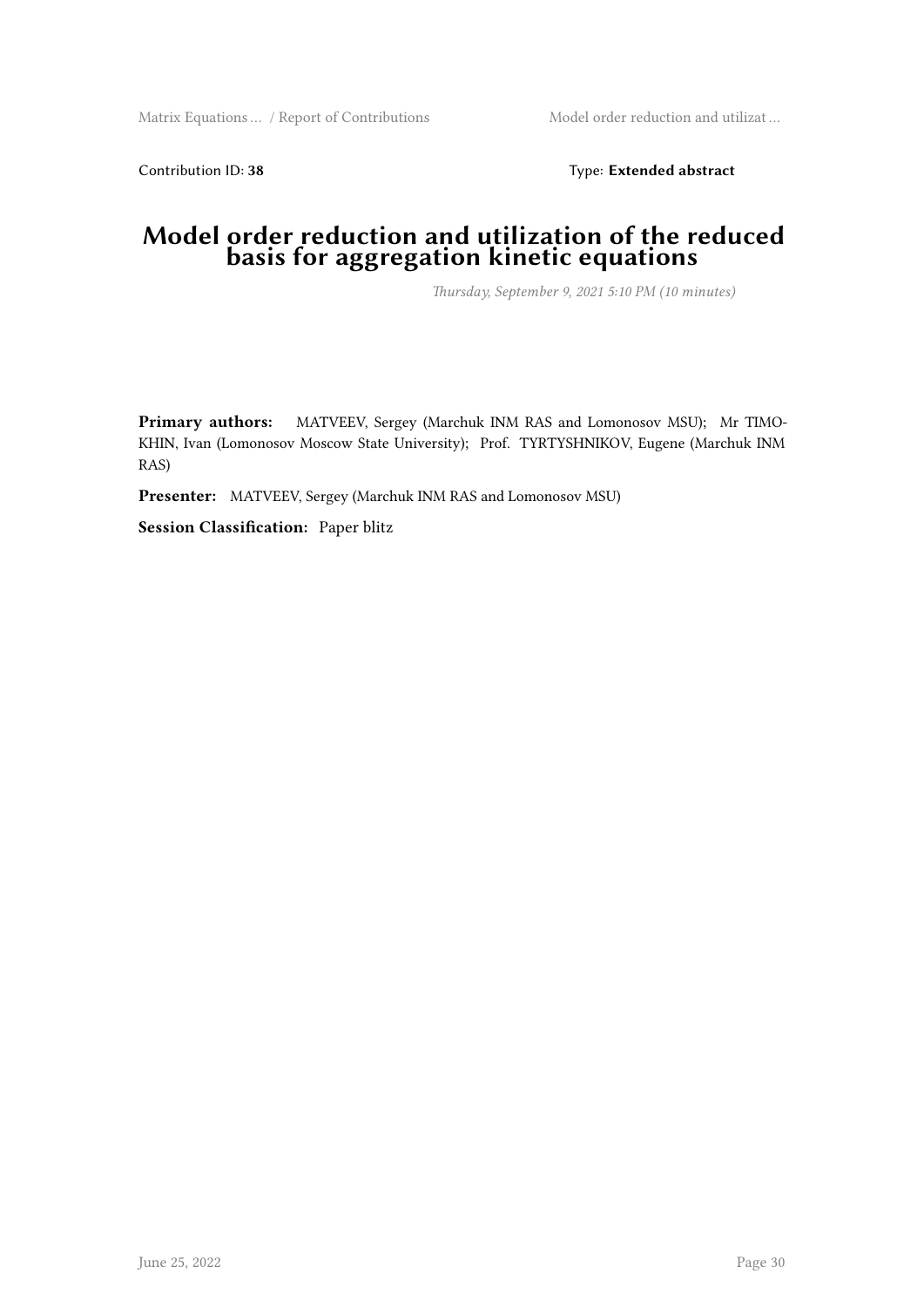Contribution ID: **38** Type: **Extended abstract**

# Model order reduction and utilization of the reduced basis for aggregation kinetic equations

*Thursday, September 9, 2021 5:10 PM (10 minutes)*

**Primary authors:** MATVEEV, Sergey (Marchuk INM RAS and Lomonosov MSU); Mr TIMOKHIN, Ivan (Lomonosov Moscow State University); Prof. TYRTYSHNIKOV, Eugene (Marchuk INM RAS)

**Presenter:** MATVEEV, Sergey (Marchuk INM RAS and Lomonosov MSU)

**Session Classification:** Paper blitz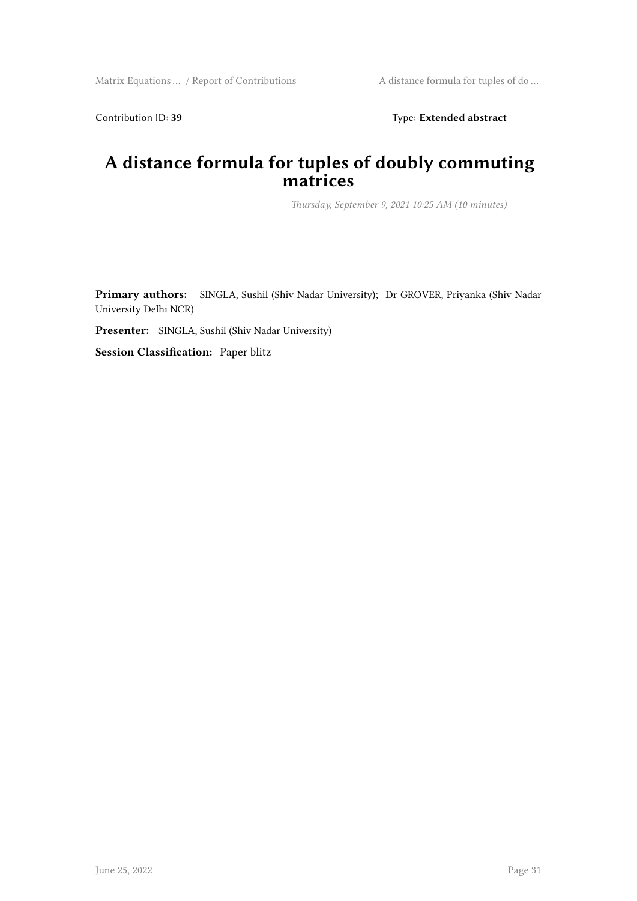Contribution ID: **39** Type: **Extended abstract**

# A distance formula for tuples of doubly commuting matrices

*Thursday, September 9, 2021 10:25 AM (10 minutes)*

**Primary authors:** SINGLA, Sushil (Shiv Nadar University); Dr GROVER, Priyanka (Shiv Nadar University Delhi NCR)

**Presenter:** SINGLA, Sushil (Shiv Nadar University)

**Session Classification:** Paper blitz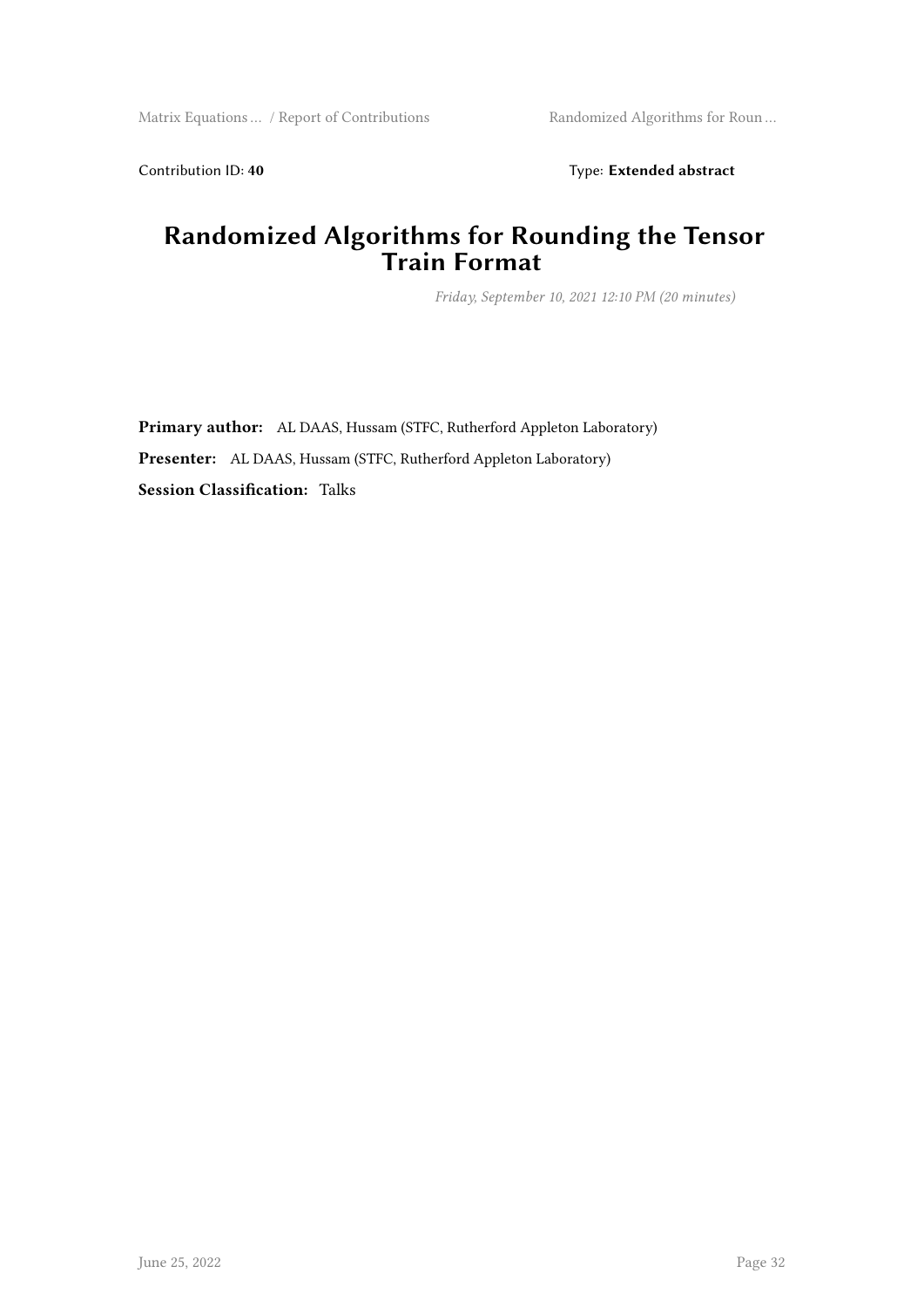Contribution ID: **40**

Type: **Extended abstract**

# Randomized Algorithms for Rounding the Tensor Train Format

*Friday, September 10, 2021 12:10 PM (20 minutes)*

**Primary author:** AL DAAS, Hussam (STFC, Rutherford Appleton Laboratory)

**Presenter:** AL DAAS, Hussam (STFC, Rutherford Appleton Laboratory)

**Session Classification:** Talks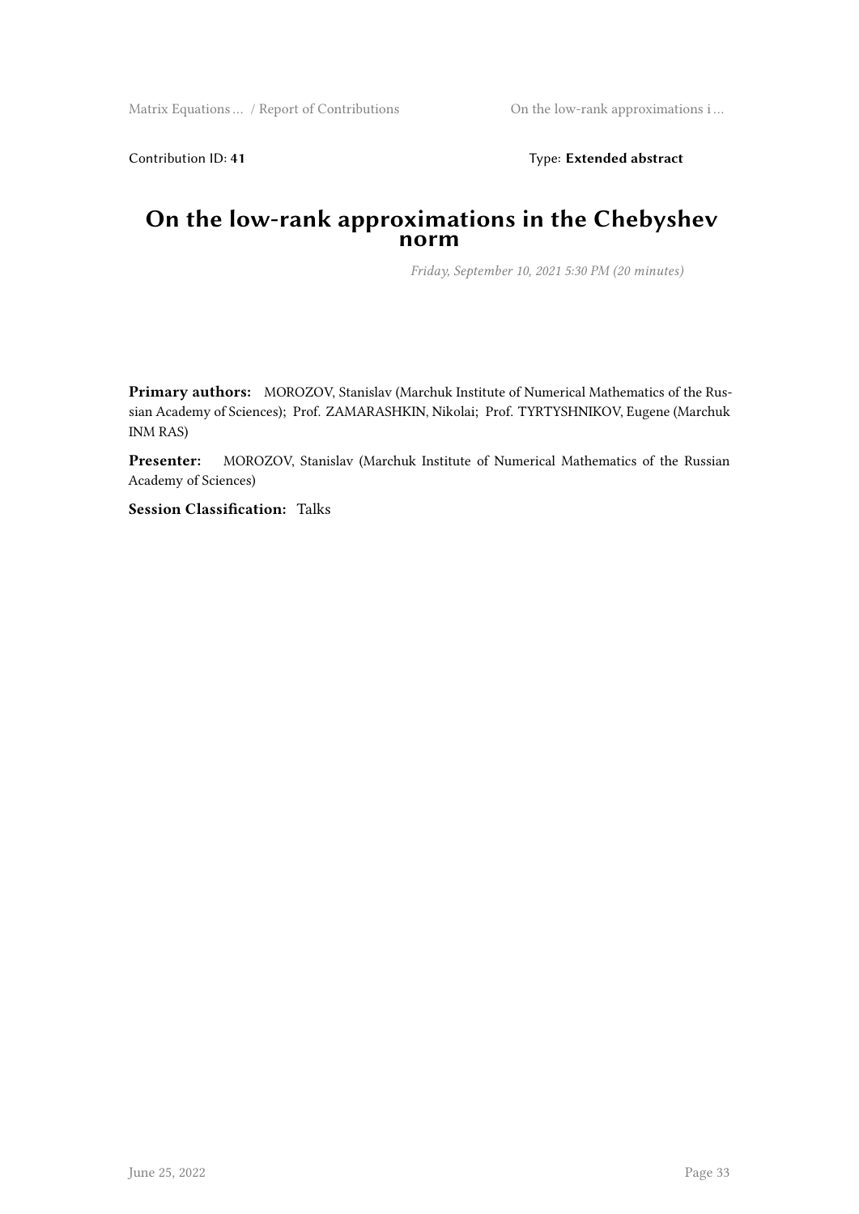Contribution ID: **41** Type: **Extended abstract**

# On the low-rank approximations in the Chebyshev norm

*Friday, September 10, 2021 5:30 PM (20 minutes)*

**Primary authors:** MOROZOV, Stanislav (Marchuk Institute of Numerical Mathematics of the Russian Academy of Sciences); Prof. ZAMARASHKIN, Nikolai; Prof. TYRTYSHNIKOV, Eugene (Marchuk INM RAS)

**Presenter:** MOROZOV, Stanislav (Marchuk Institute of Numerical Mathematics of the Russian Academy of Sciences)

**Session Classification:** Talks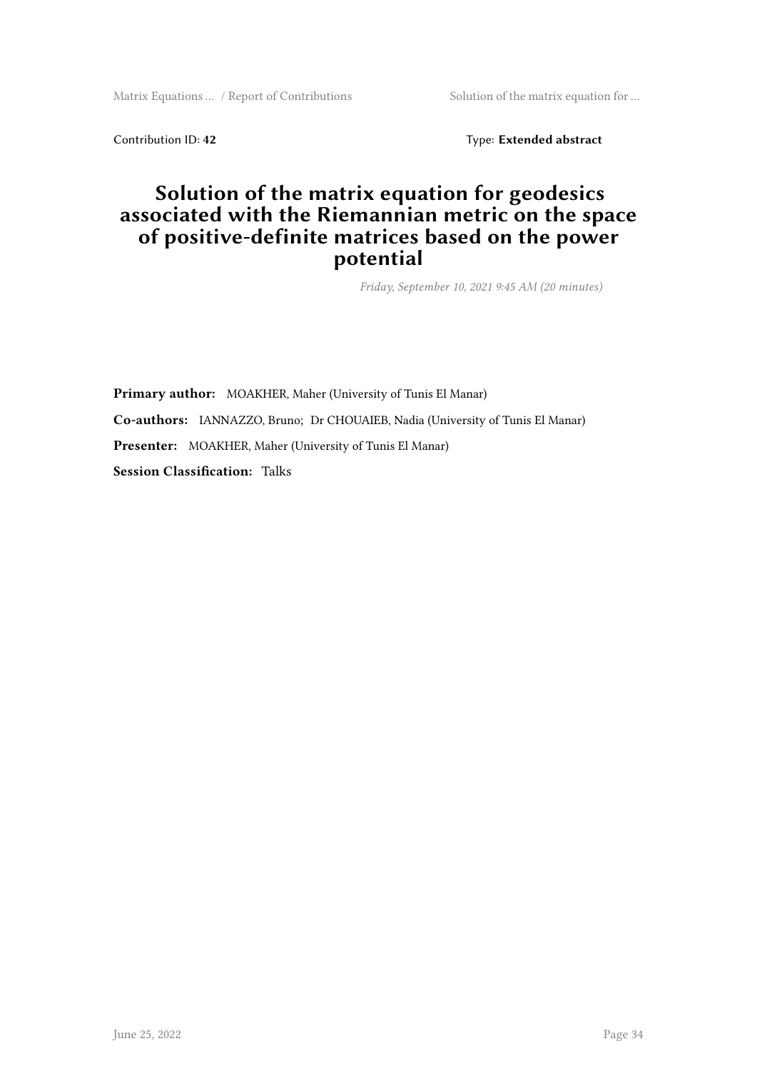Contribution ID: **42** Type: **Extended abstract**

# Solution of the matrix equation for geodesics associated with the Riemannian metric on the space of positive-definite matrices based on the power potential

*Friday, September 10, 2021 9:45 AM (20 minutes)*

**Primary author:** MOAKHER, Maher (University of Tunis El Manar)

**Co-authors:** IANNAZZO, Bruno; Dr CHOUAIEB, Nadia (University of Tunis El Manar)

**Presenter:** MOAKHER, Maher (University of Tunis El Manar)

**Session Classification:** Talks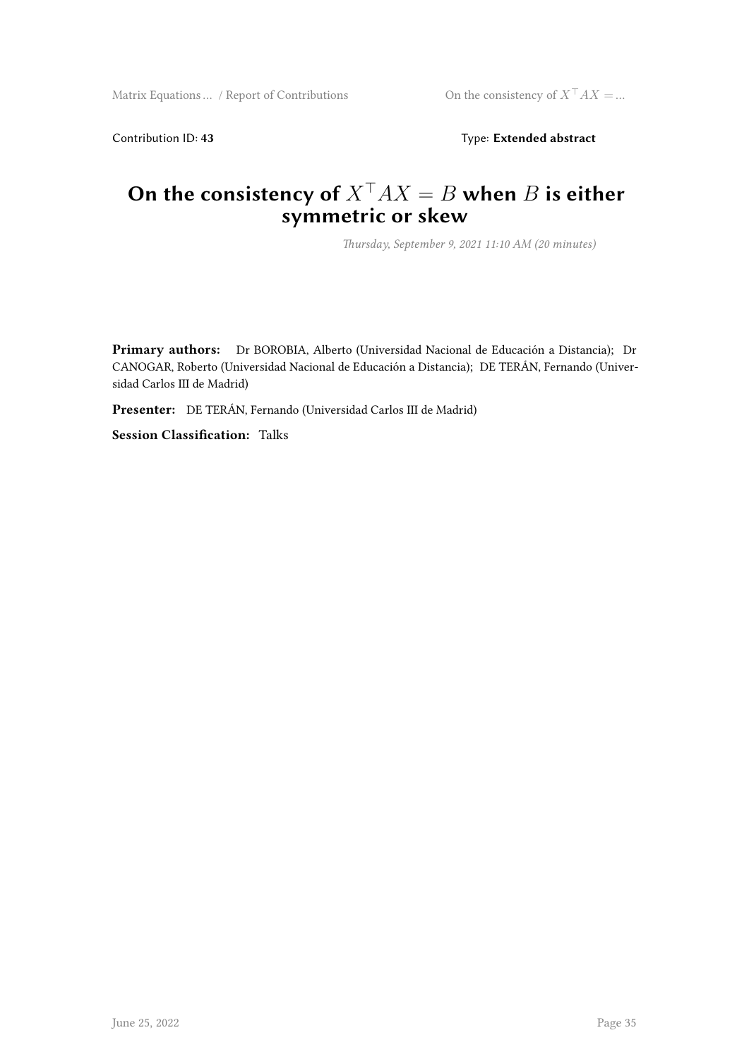Contribution ID: **43**

Type: **Extended abstract**

# On the consistency of $X^\top AX = B$ when $B$ is either symmetric or skew

*Thursday, September 9, 2021 11:10 AM (20 minutes)*

**Primary authors:** Dr BOROBIA, Alberto (Universidad Nacional de Educación a Distancia); Dr CANOGAR, Roberto (Universidad Nacional de Educación a Distancia); DE TERÁN, Fernando (Universidad Carlos III de Madrid)

**Presenter:** DE TERÁN, Fernando (Universidad Carlos III de Madrid)

**Session Classification:** Talks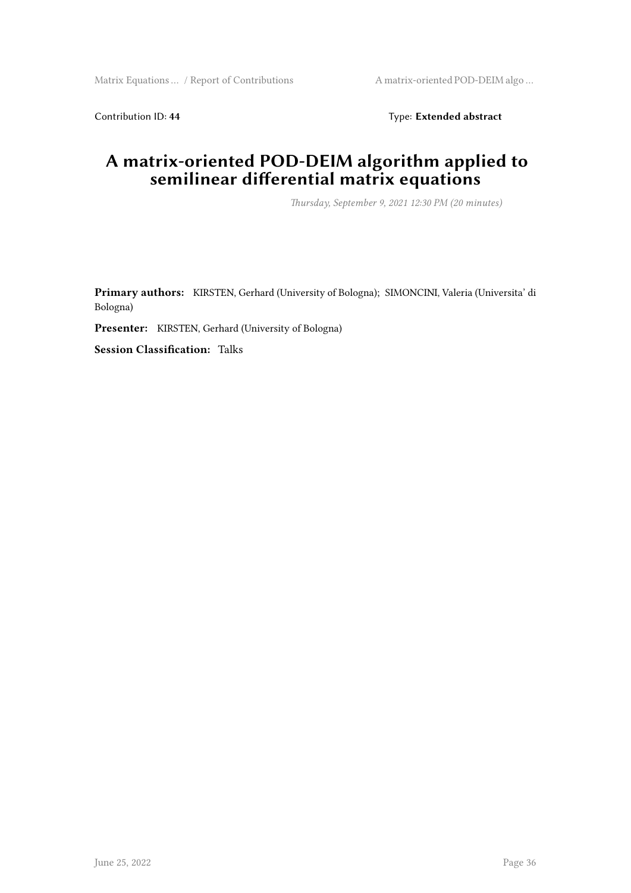Contribution ID: **44** Type: **Extended abstract**

## A matrix-oriented POD-DEIM algorithm applied to semilinear differential matrix equations

*Thursday, September 9, 2021 12:30 PM (20 minutes)*

**Primary authors:** KIRSTEN, Gerhard (University of Bologna); SIMONCINI, Valeria (Universita' di Bologna)

**Presenter:** KIRSTEN, Gerhard (University of Bologna)

**Session Classification:** Talks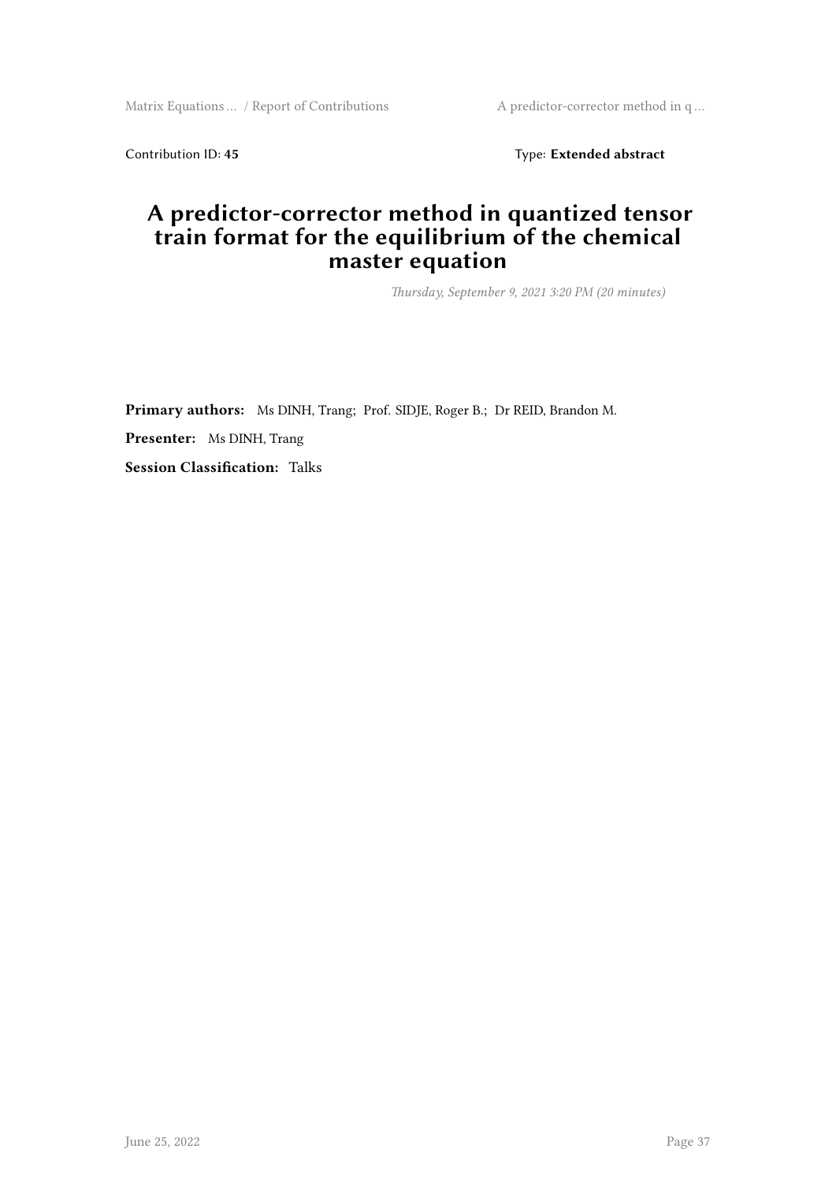Contribution ID: **45** Type: **Extended abstract**

# A predictor-corrector method in quantized tensor train format for the equilibrium of the chemical master equation

*Thursday, September 9, 2021 3:20 PM (20 minutes)*

**Primary authors:** Ms DINH, Trang; Prof. SIDJE, Roger B.; Dr REID, Brandon M.

**Presenter:** Ms DINH, Trang

**Session Classification:** Talks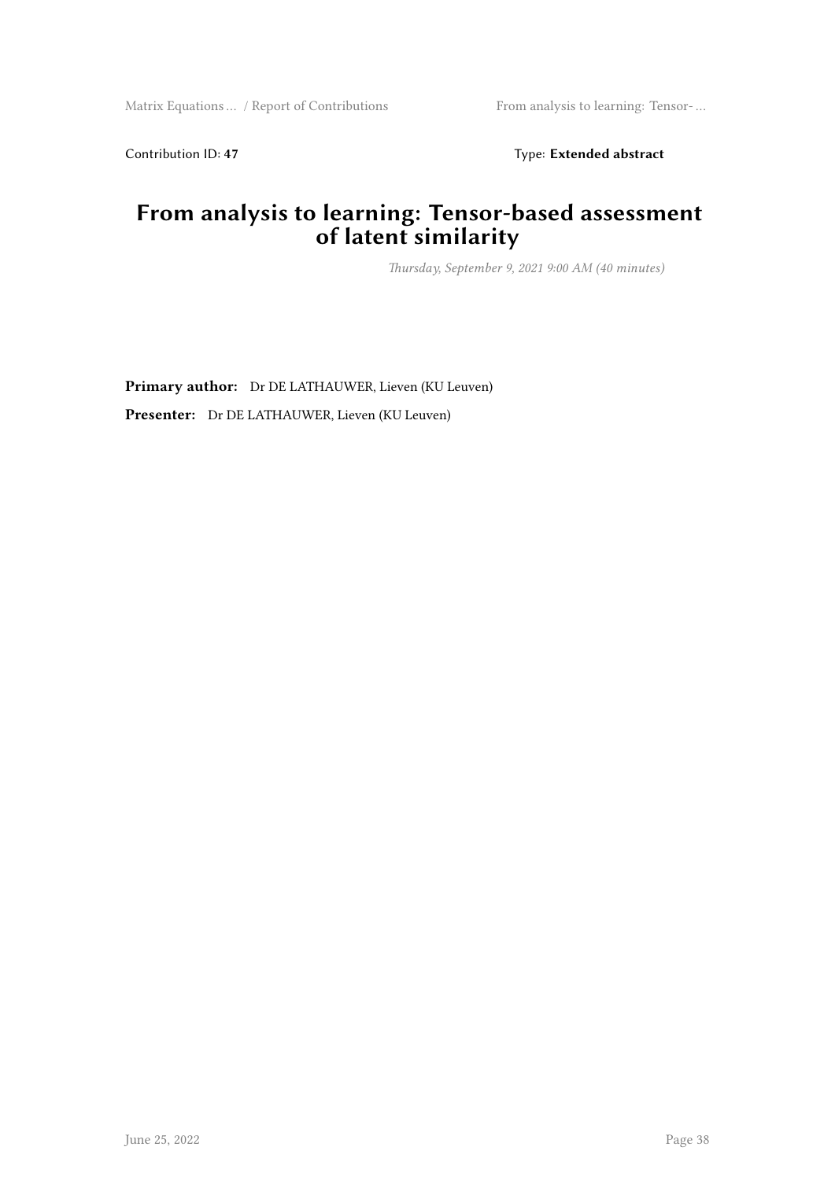Contribution ID: **47** Type: **Extended abstract**

# From analysis to learning: Tensor-based assessment of latent similarity

*Thursday, September 9, 2021 9:00 AM (40 minutes)*

**Primary author:** Dr DE LATHAUWER, Lieven (KU Leuven)

**Presenter:** Dr DE LATHAUWER, Lieven (KU Leuven)